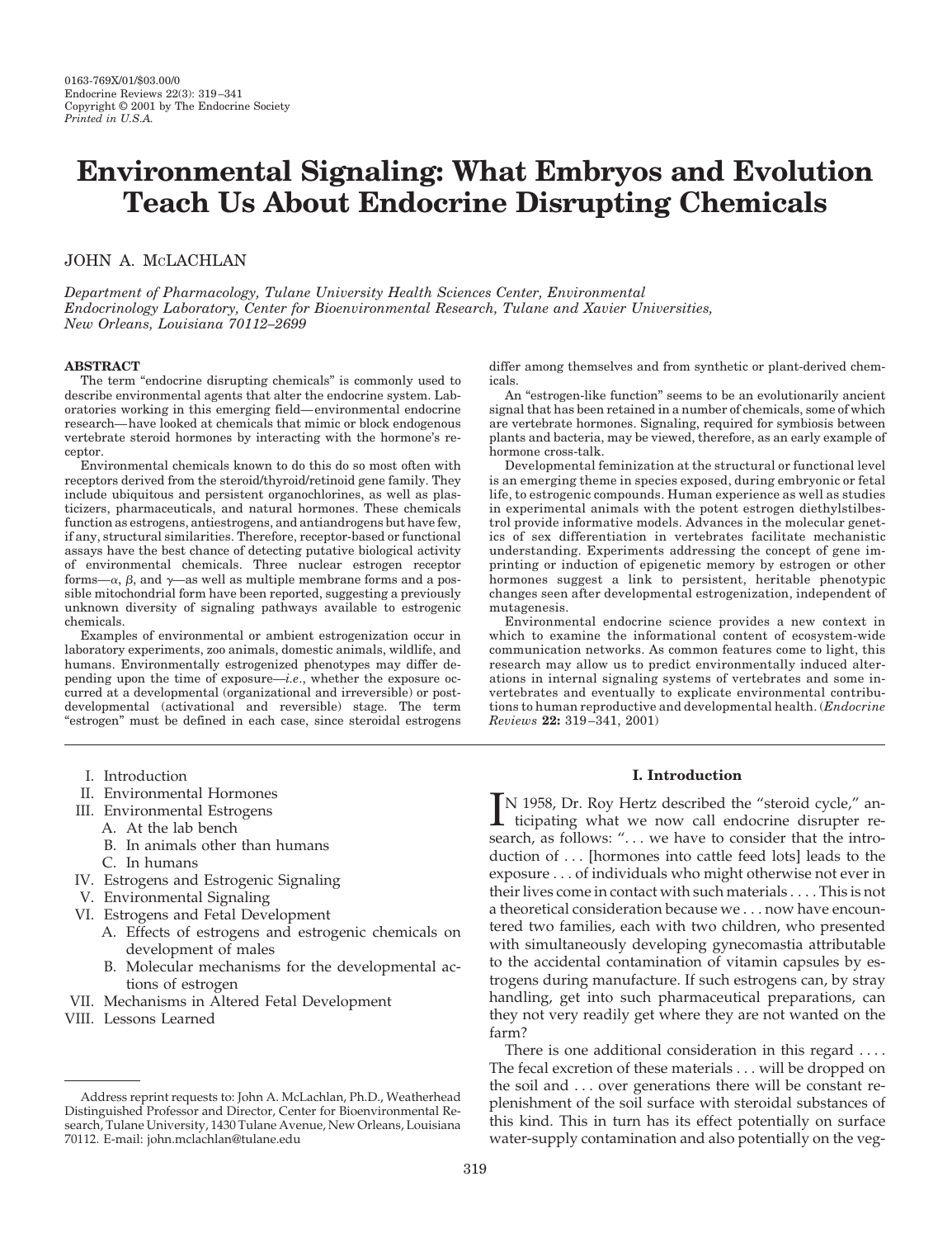0163-769X/01/$03.00/0
Endocrine Reviews 22(3): 319–341
Copyright © 2001 by The Endocrine Society
*Printed in U.S.A.*

# Environmental Signaling: What Embryos and Evolution Teach Us About Endocrine Disrupting Chemicals

JOHN A. McLACHLAN

*Department of Pharmacology, Tulane University Health Sciences Center, Environmental Endocrinology Laboratory, Center for Bioenvironmental Research, Tulane and Xavier Universities, New Orleans, Louisiana 70112–2699*

**ABSTRACT**

The term "endocrine disrupting chemicals" is commonly used to describe environmental agents that alter the endocrine system. Laboratories working in this emerging field—environmental endocrine research—have looked at chemicals that mimic or block endogenous vertebrate steroid hormones by interacting with the hormone's receptor.

Environmental chemicals known to do this do so most often with receptors derived from the steroid/thyroid/retinoid gene family. They include ubiquitous and persistent organochlorines, as well as plasticizers, pharmaceuticals, and natural hormones. These chemicals function as estrogens, antiestrogens, and antiandrogens but have few, if any, structural similarities. Therefore, receptor-based or functional assays have the best chance of detecting putative biological activity of environmental chemicals. Three nuclear estrogen receptor forms—α, β, and γ—as well as multiple membrane forms and a possible mitochondrial form have been reported, suggesting a previously unknown diversity of signaling pathways available to estrogenic chemicals.

Examples of environmental or ambient estrogenization occur in laboratory experiments, zoo animals, domestic animals, wildlife, and humans. Environmentally estrogenized phenotypes may differ depending upon the time of exposure—*i.e.*, whether the exposure occurred at a developmental (organizational and irreversible) or post-developmental (activational and reversible) stage. The term "estrogen" must be defined in each case, since steroidal estrogens differ among themselves and from synthetic or plant-derived chemicals.

An "estrogen-like function" seems to be an evolutionarily ancient signal that has been retained in a number of chemicals, some of which are vertebrate hormones. Signaling, required for symbiosis between plants and bacteria, may be viewed, therefore, as an early example of hormone cross-talk.

Developmental feminization at the structural or functional level is an emerging theme in species exposed, during embryonic or fetal life, to estrogenic compounds. Human experience as well as studies in experimental animals with the potent estrogen diethylstilbestrol provide informative models. Advances in the molecular genetics of sex differentiation in vertebrates facilitate mechanistic understanding. Experiments addressing the concept of gene imprinting or induction of epigenetic memory by estrogen or other hormones suggest a link to persistent, heritable phenotypic changes seen after developmental estrogenization, independent of mutagenesis.

Environmental endocrine science provides a new context in which to examine the informational content of ecosystem-wide communication networks. As common features come to light, this research may allow us to predict environmentally induced alterations in internal signaling systems of vertebrates and some invertebrates and eventually to explicate environmental contributions to human reproductive and developmental health. (*Endocrine Reviews* **22:** 319–341, 2001)

- I. Introduction
- II. Environmental Hormones
- III. Environmental Estrogens
  - A. At the lab bench
  - B. In animals other than humans
  - C. In humans
- IV. Estrogens and Estrogenic Signaling
- V. Environmental Signaling
- VI. Estrogens and Fetal Development
  - A. Effects of estrogens and estrogenic chemicals on development of males
  - B. Molecular mechanisms for the developmental actions of estrogen
- VII. Mechanisms in Altered Fetal Development
- VIII. Lessons Learned

Address reprint requests to: John A. McLachlan, Ph.D., Weatherhead Distinguished Professor and Director, Center for Bioenvironmental Research, Tulane University, 1430 Tulane Avenue, New Orleans, Louisiana 70112. E-mail: john.mclachlan@tulane.edu

## I. Introduction

IN 1958, Dr. Roy Hertz described the "steroid cycle," anticipating what we now call endocrine disrupter research, as follows: ". . . we have to consider that the introduction of . . . [hormones into cattle feed lots] leads to the exposure . . . of individuals who might otherwise not ever in their lives come in contact with such materials . . . . This is not a theoretical consideration because we . . . now have encountered two families, each with two children, who presented with simultaneously developing gynecomastia attributable to the accidental contamination of vitamin capsules by estrogens during manufacture. If such estrogens can, by stray handling, get into such pharmaceutical preparations, can they not very readily get where they are not wanted on the farm?

There is one additional consideration in this regard . . . . The fecal excretion of these materials . . . will be dropped on the soil and . . . over generations there will be constant replenishment of the soil surface with steroidal substances of this kind. This in turn has its effect potentially on surface water-supply contamination and also potentially on the veg-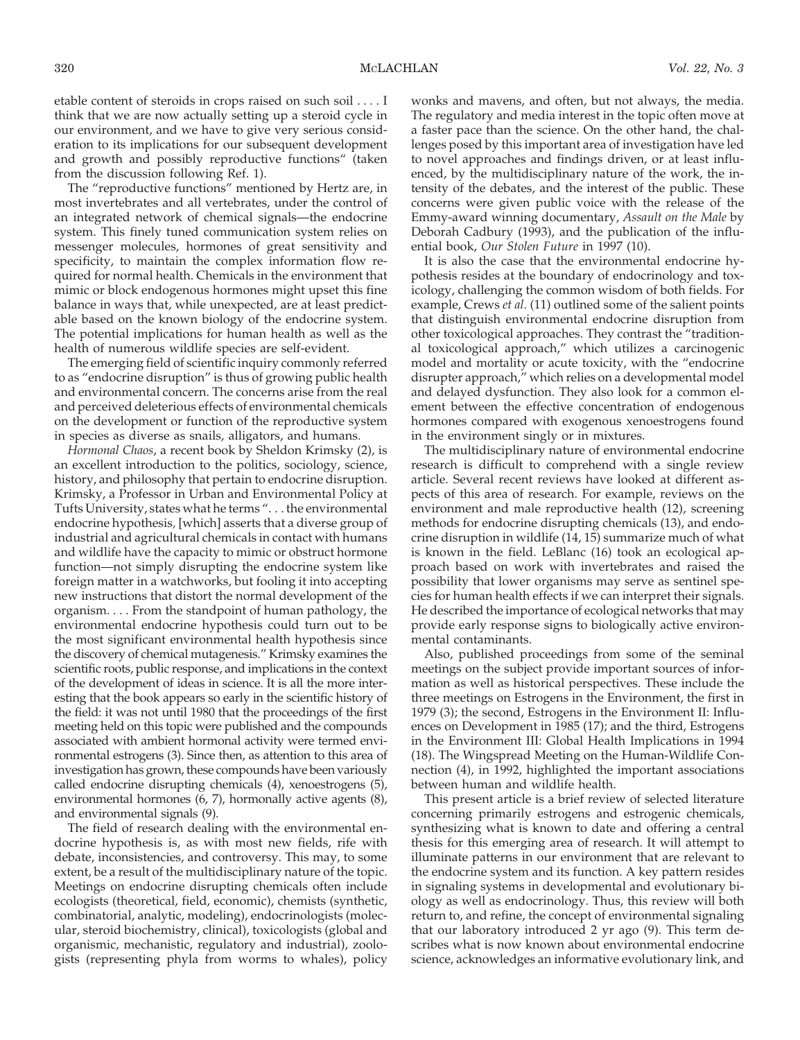etable content of steroids in crops raised on such soil . . . . I think that we are now actually setting up a steroid cycle in our environment, and we have to give very serious consideration to its implications for our subsequent development and growth and possibly reproductive functions" (taken from the discussion following Ref. 1).

The "reproductive functions" mentioned by Hertz are, in most invertebrates and all vertebrates, under the control of an integrated network of chemical signals—the endocrine system. This finely tuned communication system relies on messenger molecules, hormones of great sensitivity and specificity, to maintain the complex information flow required for normal health. Chemicals in the environment that mimic or block endogenous hormones might upset this fine balance in ways that, while unexpected, are at least predictable based on the known biology of the endocrine system. The potential implications for human health as well as the health of numerous wildlife species are self-evident.

The emerging field of scientific inquiry commonly referred to as "endocrine disruption" is thus of growing public health and environmental concern. The concerns arise from the real and perceived deleterious effects of environmental chemicals on the development or function of the reproductive system in species as diverse as snails, alligators, and humans.

*Hormonal Chaos*, a recent book by Sheldon Krimsky (2), is an excellent introduction to the politics, sociology, science, history, and philosophy that pertain to endocrine disruption. Krimsky, a Professor in Urban and Environmental Policy at Tufts University, states what he terms ". . . the environmental endocrine hypothesis, [which] asserts that a diverse group of industrial and agricultural chemicals in contact with humans and wildlife have the capacity to mimic or obstruct hormone function—not simply disrupting the endocrine system like foreign matter in a watchworks, but fooling it into accepting new instructions that distort the normal development of the organism. . . . From the standpoint of human pathology, the environmental endocrine hypothesis could turn out to be the most significant environmental health hypothesis since the discovery of chemical mutagenesis." Krimsky examines the scientific roots, public response, and implications in the context of the development of ideas in science. It is all the more interesting that the book appears so early in the scientific history of the field: it was not until 1980 that the proceedings of the first meeting held on this topic were published and the compounds associated with ambient hormonal activity were termed environmental estrogens (3). Since then, as attention to this area of investigation has grown, these compounds have been variously called endocrine disrupting chemicals (4), xenoestrogens (5), environmental hormones (6, 7), hormonally active agents (8), and environmental signals (9).

The field of research dealing with the environmental endocrine hypothesis is, as with most new fields, rife with debate, inconsistencies, and controversy. This may, to some extent, be a result of the multidisciplinary nature of the topic. Meetings on endocrine disrupting chemicals often include ecologists (theoretical, field, economic), chemists (synthetic, combinatorial, analytic, modeling), endocrinologists (molecular, steroid biochemistry, clinical), toxicologists (global and organismic, mechanistic, regulatory and industrial), zoologists (representing phyla from worms to whales), policy wonks and mavens, and often, but not always, the media. The regulatory and media interest in the topic often move at a faster pace than the science. On the other hand, the challenges posed by this important area of investigation have led to novel approaches and findings driven, or at least influenced, by the multidisciplinary nature of the work, the intensity of the debates, and the interest of the public. These concerns were given public voice with the release of the Emmy-award winning documentary, *Assault on the Male* by Deborah Cadbury (1993), and the publication of the influential book, *Our Stolen Future* in 1997 (10).

It is also the case that the environmental endocrine hypothesis resides at the boundary of endocrinology and toxicology, challenging the common wisdom of both fields. For example, Crews *et al.* (11) outlined some of the salient points that distinguish environmental endocrine disruption from other toxicological approaches. They contrast the "traditional toxicological approach," which utilizes a carcinogenic model and mortality or acute toxicity, with the "endocrine disrupter approach," which relies on a developmental model and delayed dysfunction. They also look for a common element between the effective concentration of endogenous hormones compared with exogenous xenoestrogens found in the environment singly or in mixtures.

The multidisciplinary nature of environmental endocrine research is difficult to comprehend with a single review article. Several recent reviews have looked at different aspects of this area of research. For example, reviews on the environment and male reproductive health (12), screening methods for endocrine disrupting chemicals (13), and endocrine disruption in wildlife (14, 15) summarize much of what is known in the field. LeBlanc (16) took an ecological approach based on work with invertebrates and raised the possibility that lower organisms may serve as sentinel species for human health effects if we can interpret their signals. He described the importance of ecological networks that may provide early response signs to biologically active environmental contaminants.

Also, published proceedings from some of the seminal meetings on the subject provide important sources of information as well as historical perspectives. These include the three meetings on Estrogens in the Environment, the first in 1979 (3); the second, Estrogens in the Environment II: Influences on Development in 1985 (17); and the third, Estrogens in the Environment III: Global Health Implications in 1994 (18). The Wingspread Meeting on the Human-Wildlife Connection (4), in 1992, highlighted the important associations between human and wildlife health.

This present article is a brief review of selected literature concerning primarily estrogens and estrogenic chemicals, synthesizing what is known to date and offering a central thesis for this emerging area of research. It will attempt to illuminate patterns in our environment that are relevant to the endocrine system and its function. A key pattern resides in signaling systems in developmental and evolutionary biology as well as endocrinology. Thus, this review will both return to, and refine, the concept of environmental signaling that our laboratory introduced 2 yr ago (9). This term describes what is now known about environmental endocrine science, acknowledges an informative evolutionary link, and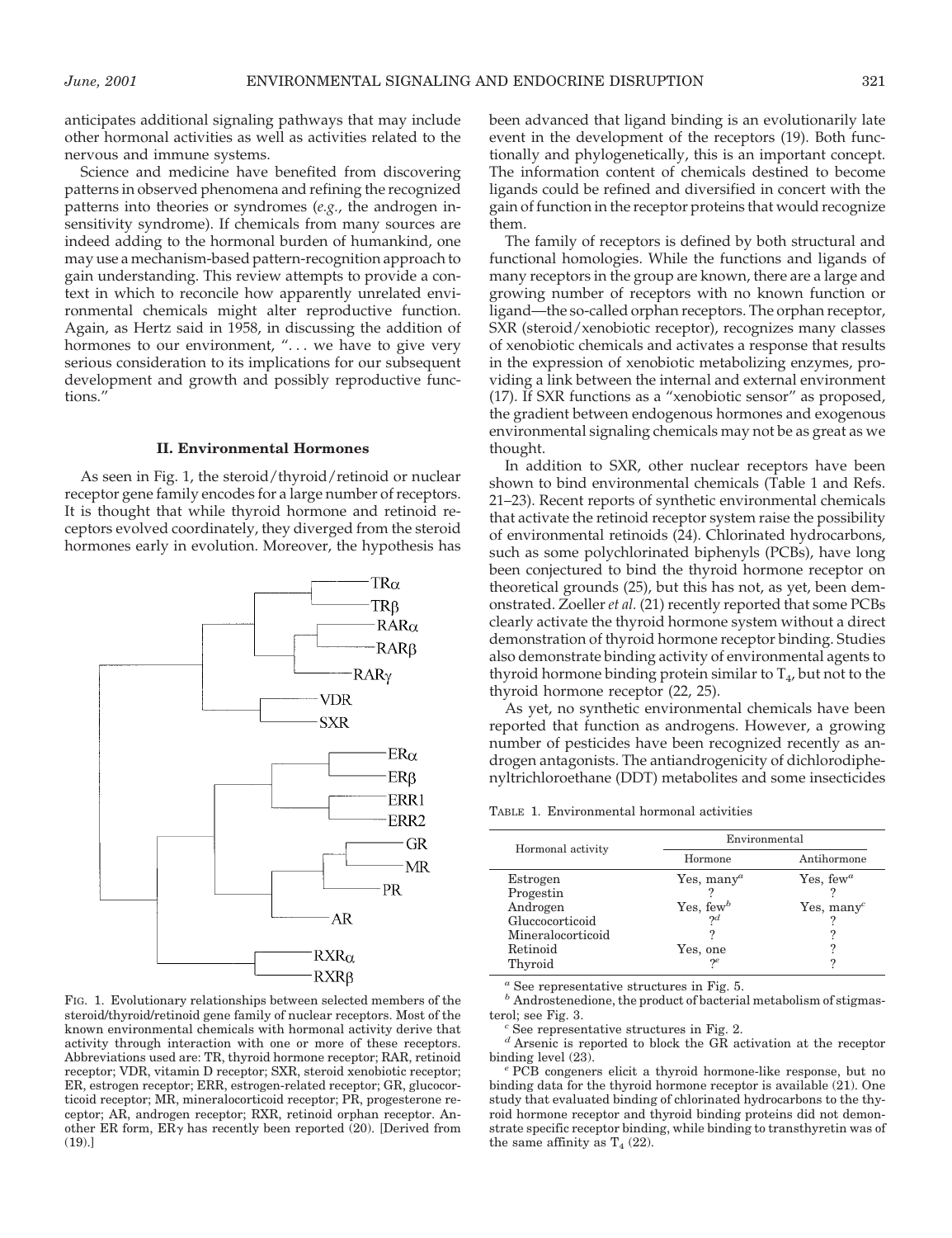anticipates additional signaling pathways that may include other hormonal activities as well as activities related to the nervous and immune systems.

Science and medicine have benefited from discovering patterns in observed phenomena and refining the recognized patterns into theories or syndromes (*e.g.*, the androgen insensitivity syndrome). If chemicals from many sources are indeed adding to the hormonal burden of humankind, one may use a mechanism-based pattern-recognition approach to gain understanding. This review attempts to provide a context in which to reconcile how apparently unrelated environmental chemicals might alter reproductive function. Again, as Hertz said in 1958, in discussing the addition of hormones to our environment, ". . . we have to give very serious consideration to its implications for our subsequent development and growth and possibly reproductive functions."

## II. Environmental Hormones

As seen in Fig. 1, the steroid/thyroid/retinoid or nuclear receptor gene family encodes for a large number of receptors. It is thought that while thyroid hormone and retinoid receptors evolved coordinately, they diverged from the steroid hormones early in evolution. Moreover, the hypothesis has been advanced that ligand binding is an evolutionarily late event in the development of the receptors (19). Both functionally and phylogenetically, this is an important concept. The information content of chemicals destined to become ligands could be refined and diversified in concert with the gain of function in the receptor proteins that would recognize them.

FIG. 1. Evolutionary relationships between selected members of the steroid/thyroid/retinoid gene family of nuclear receptors. Most of the known environmental chemicals with hormonal activity derive that activity through interaction with one or more of these receptors. Abbreviations used are: TR, thyroid hormone receptor; RAR, retinoid receptor; VDR, vitamin D receptor; SXR, steroid xenobiotic receptor; ER, estrogen receptor; ERR, estrogen-related receptor; GR, glucocorticoid receptor; MR, mineralocorticoid receptor; PR, progesterone receptor; AR, androgen receptor; RXR, retinoid orphan receptor. Another ER form, ERγ has recently been reported (20). [Derived from (19).]

The family of receptors is defined by both structural and functional homologies. While the functions and ligands of many receptors in the group are known, there are a large and growing number of receptors with no known function or ligand—the so-called orphan receptors. The orphan receptor, SXR (steroid/xenobiotic receptor), recognizes many classes of xenobiotic chemicals and activates a response that results in the expression of xenobiotic metabolizing enzymes, providing a link between the internal and external environment (17). If SXR functions as a "xenobiotic sensor" as proposed, the gradient between endogenous hormones and exogenous environmental signaling chemicals may not be as great as we thought.

In addition to SXR, other nuclear receptors have been shown to bind environmental chemicals (Table 1 and Refs. 21–23). Recent reports of synthetic environmental chemicals that activate the retinoid receptor system raise the possibility of environmental retinoids (24). Chlorinated hydrocarbons, such as some polychlorinated biphenyls (PCBs), have long been conjectured to bind the thyroid hormone receptor on theoretical grounds (25), but this has not, as yet, been demonstrated. Zoeller *et al.* (21) recently reported that some PCBs clearly activate the thyroid hormone system without a direct demonstration of thyroid hormone receptor binding. Studies also demonstrate binding activity of environmental agents to thyroid hormone binding protein similar to $T_4$, but not to the thyroid hormone receptor (22, 25).

As yet, no synthetic environmental chemicals have been reported that function as androgens. However, a growing number of pesticides have been recognized recently as androgen antagonists. The antiandrogenicity of dichlorodiphenyltrichloroethane (DDT) metabolites and some insecticides

TABLE 1. Environmental hormonal activities

| Hormonal activity | Environmental | |
|---|---|---|
| | Hormone | Antihormone |
| Estrogen | Yes, many[a] | Yes, few[a] |
| Progestin | ? | ? |
| Androgen | Yes, few[b] | Yes, many[c] |
| Gluccocorticoid | ?[d] | ? |
| Mineralocorticoid | ? | ? |
| Retinoid | Yes, one | ? |
| Thyroid | ?[e] | ? |

[a] See representative structures in Fig. 5.
[b] Androstenedione, the product of bacterial metabolism of stigmasterol; see Fig. 3.
[c] See representative structures in Fig. 2.
[d] Arsenic is reported to block the GR activation at the receptor binding level (23).
[e] PCB congeners elicit a thyroid hormone-like response, but no binding data for the thyroid hormone receptor is available (21). One study that evaluated binding of chlorinated hydrocarbons to the thyroid hormone receptor and thyroid binding proteins did not demonstrate specific receptor binding, while binding to transthyretin was of the same affinity as $T_4$ (22).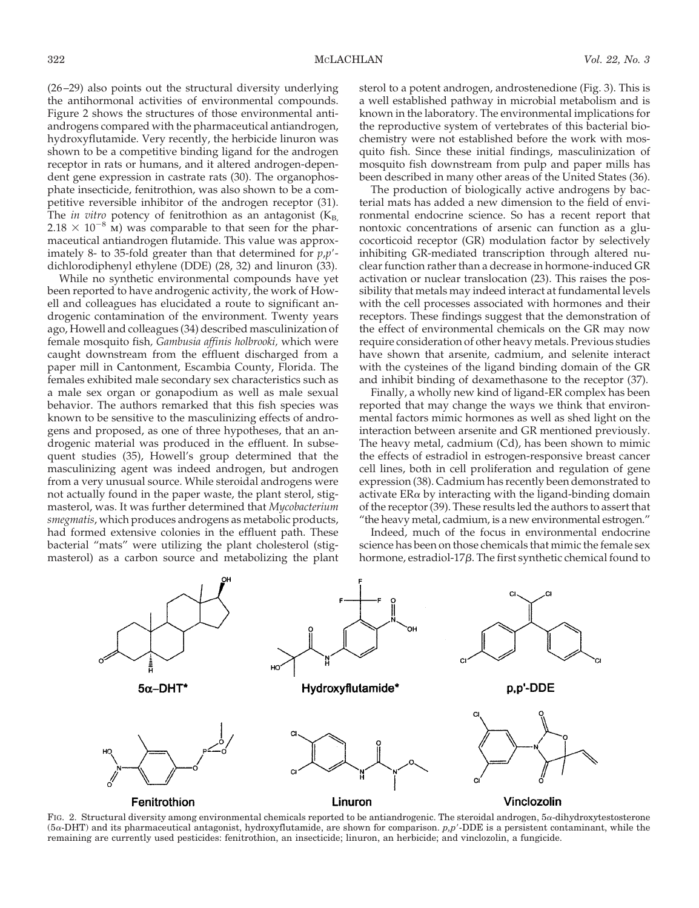(26–29) also points out the structural diversity underlying the antihormonal activities of environmental compounds. Figure 2 shows the structures of those environmental antiandrogens compared with the pharmaceutical antiandrogen, hydroxyflutamide. Very recently, the herbicide linuron was shown to be a competitive binding ligand for the androgen receptor in rats or humans, and it altered androgen-dependent gene expression in castrate rats (30). The organophosphate insecticide, fenitrothion, was also shown to be a competitive reversible inhibitor of the androgen receptor (31). The *in vitro* potency of fenitrothion as an antagonist ($K_B$, $2.18 \times 10^{-8}$ M) was comparable to that seen for the pharmaceutical antiandrogen flutamide. This value was approximately 8- to 35-fold greater than that determined for *p,p'*-dichlorodiphenyl ethylene (DDE) (28, 32) and linuron (33).

While no synthetic environmental compounds have yet been reported to have androgenic activity, the work of Howell and colleagues has elucidated a route to significant androgenic contamination of the environment. Twenty years ago, Howell and colleagues (34) described masculinization of female mosquito fish, *Gambusia affinis holbrooki*, which were caught downstream from the effluent discharged from a paper mill in Cantonment, Escambia County, Florida. The females exhibited male secondary sex characteristics such as a male sex organ or gonapodium as well as male sexual behavior. The authors remarked that this fish species was known to be sensitive to the masculinizing effects of androgens and proposed, as one of three hypotheses, that an androgenic material was produced in the effluent. In subsequent studies (35), Howell's group determined that the masculinizing agent was indeed androgen, but androgen from a very unusual source. While steroidal androgens were not actually found in the paper waste, the plant sterol, stigmasterol, was. It was further determined that *Mycobacterium smegmatis*, which produces androgens as metabolic products, had formed extensive colonies in the effluent path. These bacterial "mats" were utilizing the plant cholesterol (stigmasterol) as a carbon source and metabolizing the plant sterol to a potent androgen, androstenedione (Fig. 3). This is a well established pathway in microbial metabolism and is known in the laboratory. The environmental implications for the reproductive system of vertebrates of this bacterial biochemistry were not established before the work with mosquito fish. Since these initial findings, masculinization of mosquito fish downstream from pulp and paper mills has been described in many other areas of the United States (36).

The production of biologically active androgens by bacterial mats has added a new dimension to the field of environmental endocrine science. So has a recent report that nontoxic concentrations of arsenic can function as a glucocorticoid receptor (GR) modulation factor by selectively inhibiting GR-mediated transcription through altered nuclear function rather than a decrease in hormone-induced GR activation or nuclear translocation (23). This raises the possibility that metals may indeed interact at fundamental levels with the cell processes associated with hormones and their receptors. These findings suggest that the demonstration of the effect of environmental chemicals on the GR may now require consideration of other heavy metals. Previous studies have shown that arsenite, cadmium, and selenite interact with the cysteines of the ligand binding domain of the GR and inhibit binding of dexamethasone to the receptor (37).

Finally, a wholly new kind of ligand-ER complex has been reported that may change the ways we think that environmental factors mimic hormones as well as shed light on the interaction between arsenite and GR mentioned previously. The heavy metal, cadmium (Cd), has been shown to mimic the effects of estradiol in estrogen-responsive breast cancer cell lines, both in cell proliferation and regulation of gene expression (38). Cadmium has recently been demonstrated to activate ERα by interacting with the ligand-binding domain of the receptor (39). These results led the authors to assert that "the heavy metal, cadmium, is a new environmental estrogen."

Indeed, much of the focus in environmental endocrine science has been on those chemicals that mimic the female sex hormone, estradiol-17β. The first synthetic chemical found to

FIG. 2. Structural diversity among environmental chemicals reported to be antiandrogenic. The steroidal androgen, 5α-dihydroxytestosterone (5α-DHT) and its pharmaceutical antagonist, hydroxyflutamide, are shown for comparison. *p,p'*-DDE is a persistent contaminant, while the remaining are currently used pesticides: fenitrothion, an insecticide; linuron, an herbicide; and vinclozolin, a fungicide.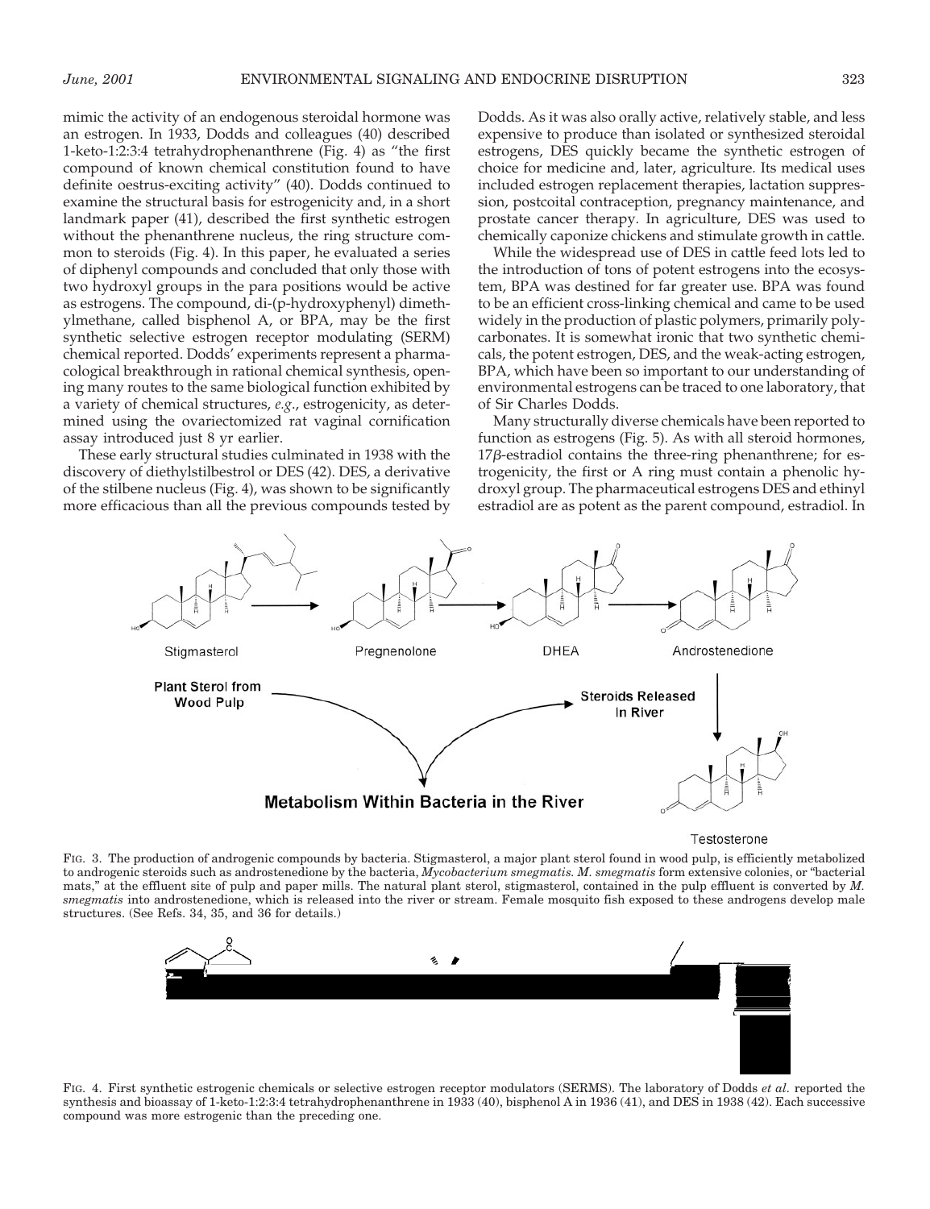mimic the activity of an endogenous steroidal hormone was an estrogen. In 1933, Dodds and colleagues (40) described 1-keto-1:2:3:4 tetrahydrophenanthrene (Fig. 4) as "the first compound of known chemical constitution found to have definite oestrus-exciting activity" (40). Dodds continued to examine the structural basis for estrogenicity and, in a short landmark paper (41), described the first synthetic estrogen without the phenanthrene nucleus, the ring structure common to steroids (Fig. 4). In this paper, he evaluated a series of diphenyl compounds and concluded that only those with two hydroxyl groups in the para positions would be active as estrogens. The compound, di-(p-hydroxyphenyl) dimethylmethane, called bisphenol A, or BPA, may be the first synthetic selective estrogen receptor modulating (SERM) chemical reported. Dodds' experiments represent a pharmacological breakthrough in rational chemical synthesis, opening many routes to the same biological function exhibited by a variety of chemical structures, *e.g.*, estrogenicity, as determined using the ovariectomized rat vaginal cornification assay introduced just 8 yr earlier.

These early structural studies culminated in 1938 with the discovery of diethylstilbestrol or DES (42). DES, a derivative of the stilbene nucleus (Fig. 4), was shown to be significantly more efficacious than all the previous compounds tested by Dodds. As it was also orally active, relatively stable, and less expensive to produce than isolated or synthesized steroidal estrogens, DES quickly became the synthetic estrogen of choice for medicine and, later, agriculture. Its medical uses included estrogen replacement therapies, lactation suppression, postcoital contraception, pregnancy maintenance, and prostate cancer therapy. In agriculture, DES was used to chemically caponize chickens and stimulate growth in cattle.

While the widespread use of DES in cattle feed lots led to the introduction of tons of potent estrogens into the ecosystem, BPA was destined for far greater use. BPA was found to be an efficient cross-linking chemical and came to be used widely in the production of plastic polymers, primarily polycarbonates. It is somewhat ironic that two synthetic chemicals, the potent estrogen, DES, and the weak-acting estrogen, BPA, which have been so important to our understanding of environmental estrogens can be traced to one laboratory, that of Sir Charles Dodds.

Many structurally diverse chemicals have been reported to function as estrogens (Fig. 5). As with all steroid hormones, 17$\beta$-estradiol contains the three-ring phenanthrene; for estrogenicity, the first or A ring must contain a phenolic hydroxyl group. The pharmaceutical estrogens DES and ethinyl estradiol are as potent as the parent compound, estradiol. In

Stigmasterol → Pregnenolone → DHEA → Androstenedione → Testosterone

Plant Sterol from Wood Pulp → Metabolism Within Bacteria in the River → Steroids Released In River

FIG. 3. The production of androgenic compounds by bacteria. Stigmasterol, a major plant sterol found in wood pulp, is efficiently metabolized to androgenic steroids such as androstenedione by the bacteria, *Mycobacterium smegmatis*. *M. smegmatis* form extensive colonies, or "bacterial mats," at the effluent site of pulp and paper mills. The natural plant sterol, stigmasterol, contained in the pulp effluent is converted by *M. smegmatis* into androstenedione, which is released into the river or stream. Female mosquito fish exposed to these androgens develop male structures. (See Refs. 34, 35, and 36 for details.)

FIG. 4. First synthetic estrogenic chemicals or selective estrogen receptor modulators (SERMS). The laboratory of Dodds *et al.* reported the synthesis and bioassay of 1-keto-1:2:3:4 tetrahydrophenanthrene in 1933 (40), bisphenol A in 1936 (41), and DES in 1938 (42). Each successive compound was more estrogenic than the preceding one.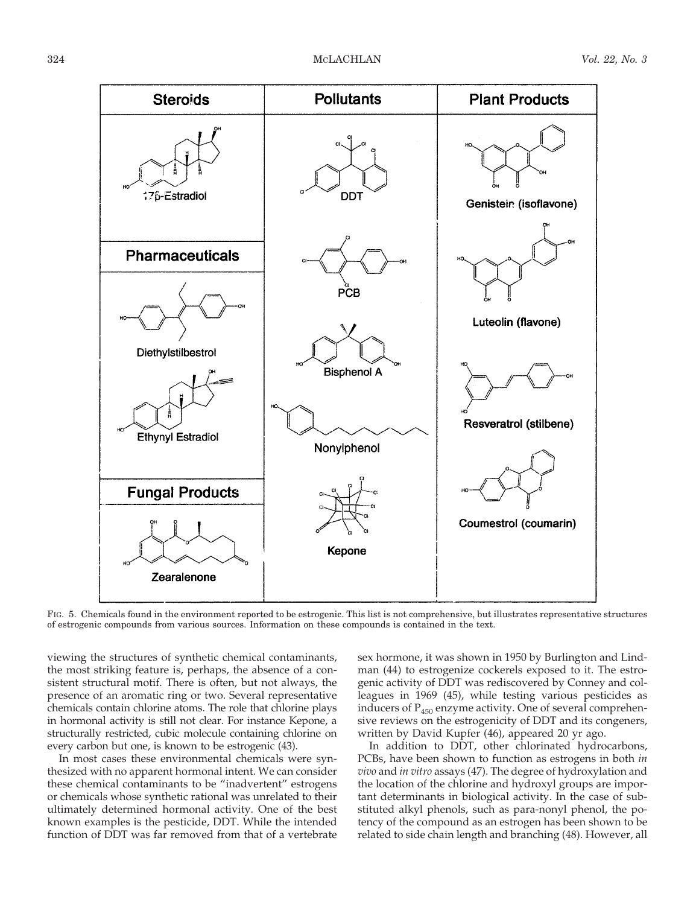FIG. 5. Chemicals found in the environment reported to be estrogenic. This list is not comprehensive, but illustrates representative structures of estrogenic compounds from various sources. Information on these compounds is contained in the text.

viewing the structures of synthetic chemical contaminants, the most striking feature is, perhaps, the absence of a consistent structural motif. There is often, but not always, the presence of an aromatic ring or two. Several representative chemicals contain chlorine atoms. The role that chlorine plays in hormonal activity is still not clear. For instance Kepone, a structurally restricted, cubic molecule containing chlorine on every carbon but one, is known to be estrogenic (43).

In most cases these environmental chemicals were synthesized with no apparent hormonal intent. We can consider these chemical contaminants to be "inadvertent" estrogens or chemicals whose synthetic rational was unrelated to their ultimately determined hormonal activity. One of the best known examples is the pesticide, DDT. While the intended function of DDT was far removed from that of a vertebrate sex hormone, it was shown in 1950 by Burlington and Lindman (44) to estrogenize cockerels exposed to it. The estrogenic activity of DDT was rediscovered by Conney and colleagues in 1969 (45), while testing various pesticides as inducers of $P_{450}$ enzyme activity. One of several comprehensive reviews on the estrogenicity of DDT and its congeners, written by David Kupfer (46), appeared 20 yr ago.

In addition to DDT, other chlorinated hydrocarbons, PCBs, have been shown to function as estrogens in both *in vivo* and *in vitro* assays (47). The degree of hydroxylation and the location of the chlorine and hydroxyl groups are important determinants in biological activity. In the case of substituted alkyl phenols, such as para-nonyl phenol, the potency of the compound as an estrogen has been shown to be related to side chain length and branching (48). However, all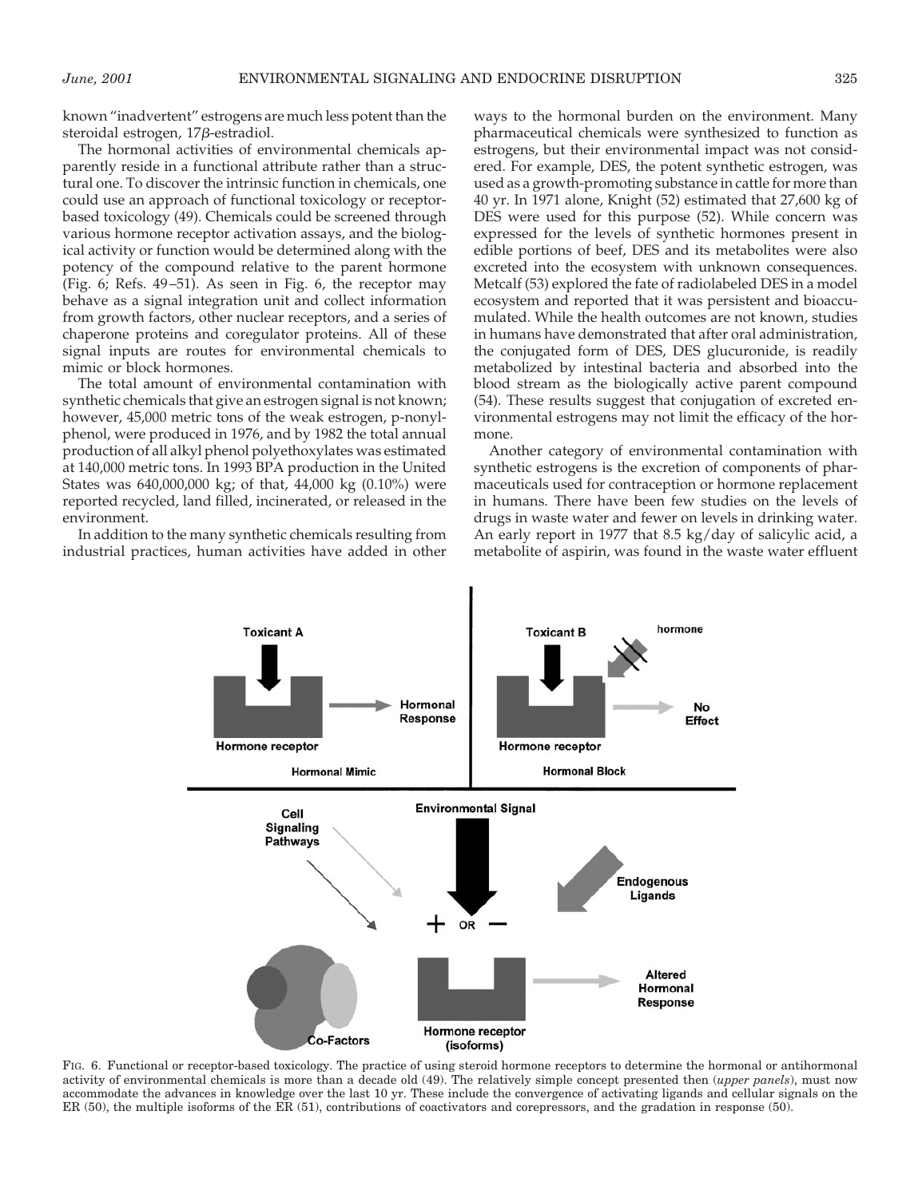known "inadvertent" estrogens are much less potent than the steroidal estrogen, 17β-estradiol.

The hormonal activities of environmental chemicals apparently reside in a functional attribute rather than a structural one. To discover the intrinsic function in chemicals, one could use an approach of functional toxicology or receptor-based toxicology (49). Chemicals could be screened through various hormone receptor activation assays, and the biological activity or function would be determined along with the potency of the compound relative to the parent hormone (Fig. 6; Refs. 49–51). As seen in Fig. 6, the receptor may behave as a signal integration unit and collect information from growth factors, other nuclear receptors, and a series of chaperone proteins and coregulator proteins. All of these signal inputs are routes for environmental chemicals to mimic or block hormones.

The total amount of environmental contamination with synthetic chemicals that give an estrogen signal is not known; however, 45,000 metric tons of the weak estrogen, p-nonylphenol, were produced in 1976, and by 1982 the total annual production of all alkyl phenol polyethoxylates was estimated at 140,000 metric tons. In 1993 BPA production in the United States was 640,000,000 kg; of that, 44,000 kg (0.10%) were reported recycled, land filled, incinerated, or released in the environment.

In addition to the many synthetic chemicals resulting from industrial practices, human activities have added in other ways to the hormonal burden on the environment. Many pharmaceutical chemicals were synthesized to function as estrogens, but their environmental impact was not considered. For example, DES, the potent synthetic estrogen, was used as a growth-promoting substance in cattle for more than 40 yr. In 1971 alone, Knight (52) estimated that 27,600 kg of DES were used for this purpose (52). While concern was expressed for the levels of synthetic hormones present in edible portions of beef, DES and its metabolites were also excreted into the ecosystem with unknown consequences. Metcalf (53) explored the fate of radiolabeled DES in a model ecosystem and reported that it was persistent and bioaccumulated. While the health outcomes are not known, studies in humans have demonstrated that after oral administration, the conjugated form of DES, DES glucuronide, is readily metabolized by intestinal bacteria and absorbed into the blood stream as the biologically active parent compound (54). These results suggest that conjugation of excreted environmental estrogens may not limit the efficacy of the hormone.

Another category of environmental contamination with synthetic estrogens is the excretion of components of pharmaceuticals used for contraception or hormone replacement in humans. There have been few studies on the levels of drugs in waste water and fewer on levels in drinking water. An early report in 1977 that 8.5 kg/day of salicylic acid, a metabolite of aspirin, was found in the waste water effluent

FIG. 6. Functional or receptor-based toxicology. The practice of using steroid hormone receptors to determine the hormonal or antihormonal activity of environmental chemicals is more than a decade old (49). The relatively simple concept presented then (*upper panels*), must now accommodate the advances in knowledge over the last 10 yr. These include the convergence of activating ligands and cellular signals on the ER (50), the multiple isoforms of the ER (51), contributions of coactivators and corepressors, and the gradation in response (50).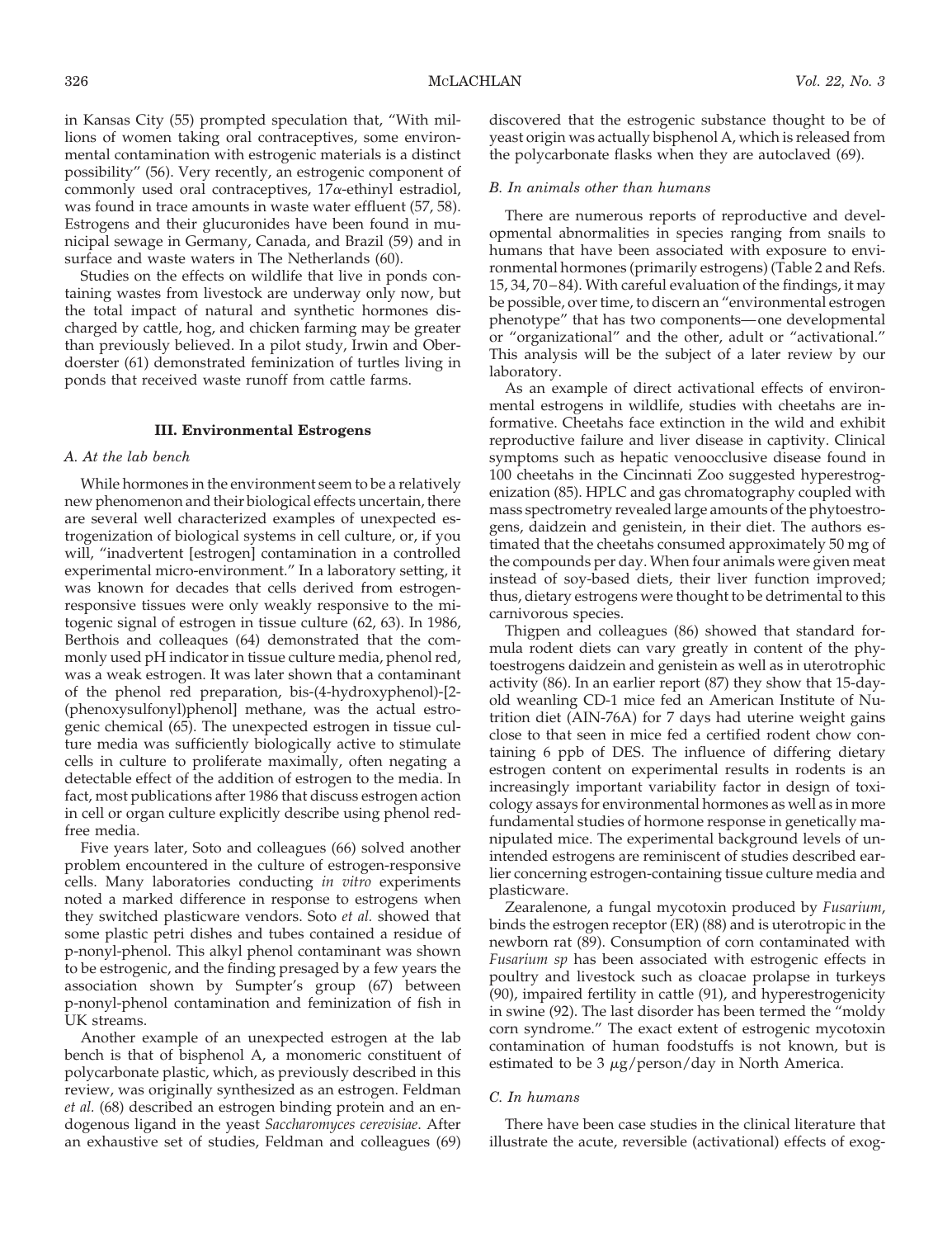in Kansas City (55) prompted speculation that, "With millions of women taking oral contraceptives, some environmental contamination with estrogenic materials is a distinct possibility" (56). Very recently, an estrogenic component of commonly used oral contraceptives, 17$\alpha$-ethinyl estradiol, was found in trace amounts in waste water effluent (57, 58). Estrogens and their glucuronides have been found in municipal sewage in Germany, Canada, and Brazil (59) and in surface and waste waters in The Netherlands (60).

Studies on the effects on wildlife that live in ponds containing wastes from livestock are underway only now, but the total impact of natural and synthetic hormones discharged by cattle, hog, and chicken farming may be greater than previously believed. In a pilot study, Irwin and Oberdoerster (61) demonstrated feminization of turtles living in ponds that received waste runoff from cattle farms.

## III. Environmental Estrogens

### A. At the lab bench

While hormones in the environment seem to be a relatively new phenomenon and their biological effects uncertain, there are several well characterized examples of unexpected estrogenization of biological systems in cell culture, or, if you will, "inadvertent [estrogen] contamination in a controlled experimental micro-environment." In a laboratory setting, it was known for decades that cells derived from estrogen-responsive tissues were only weakly responsive to the mitogenic signal of estrogen in tissue culture (62, 63). In 1986, Berthois and colleaques (64) demonstrated that the commonly used pH indicator in tissue culture media, phenol red, was a weak estrogen. It was later shown that a contaminant of the phenol red preparation, bis-(4-hydroxyphenol)-[2-(phenoxysulfonyl)phenol] methane, was the actual estrogenic chemical (65). The unexpected estrogen in tissue culture media was sufficiently biologically active to stimulate cells in culture to proliferate maximally, often negating a detectable effect of the addition of estrogen to the media. In fact, most publications after 1986 that discuss estrogen action in cell or organ culture explicitly describe using phenol red-free media.

Five years later, Soto and colleagues (66) solved another problem encountered in the culture of estrogen-responsive cells. Many laboratories conducting *in vitro* experiments noted a marked difference in response to estrogens when they switched plasticware vendors. Soto *et al.* showed that some plastic petri dishes and tubes contained a residue of p-nonyl-phenol. This alkyl phenol contaminant was shown to be estrogenic, and the finding presaged by a few years the association shown by Sumpter's group (67) between p-nonyl-phenol contamination and feminization of fish in UK streams.

Another example of an unexpected estrogen at the lab bench is that of bisphenol A, a monomeric constituent of polycarbonate plastic, which, as previously described in this review, was originally synthesized as an estrogen. Feldman *et al.* (68) described an estrogen binding protein and an endogenous ligand in the yeast *Saccharomyces cerevisiae*. After an exhaustive set of studies, Feldman and colleagues (69) discovered that the estrogenic substance thought to be of yeast origin was actually bisphenol A, which is released from the polycarbonate flasks when they are autoclaved (69).

### B. In animals other than humans

There are numerous reports of reproductive and developmental abnormalities in species ranging from snails to humans that have been associated with exposure to environmental hormones (primarily estrogens) (Table 2 and Refs. 15, 34, 70–84). With careful evaluation of the findings, it may be possible, over time, to discern an "environmental estrogen phenotype" that has two components—one developmental or "organizational" and the other, adult or "activational." This analysis will be the subject of a later review by our laboratory.

As an example of direct activational effects of environmental estrogens in wildlife, studies with cheetahs are informative. Cheetahs face extinction in the wild and exhibit reproductive failure and liver disease in captivity. Clinical symptoms such as hepatic venoocclusive disease found in 100 cheetahs in the Cincinnati Zoo suggested hyperestrogenization (85). HPLC and gas chromatography coupled with mass spectrometry revealed large amounts of the phytoestrogens, daidzein and genistein, in their diet. The authors estimated that the cheetahs consumed approximately 50 mg of the compounds per day. When four animals were given meat instead of soy-based diets, their liver function improved; thus, dietary estrogens were thought to be detrimental to this carnivorous species.

Thigpen and colleagues (86) showed that standard formula rodent diets can vary greatly in content of the phytoestrogens daidzein and genistein as well as in uterotrophic activity (86). In an earlier report (87) they show that 15-day-old weanling CD-1 mice fed an American Institute of Nutrition diet (AIN-76A) for 7 days had uterine weight gains close to that seen in mice fed a certified rodent chow containing 6 ppb of DES. The influence of differing dietary estrogen content on experimental results in rodents is an increasingly important variability factor in design of toxicology assays for environmental hormones as well as in more fundamental studies of hormone response in genetically manipulated mice. The environmental background levels of unintended estrogens are reminiscent of studies described earlier concerning estrogen-containing tissue culture media and plasticware.

Zearalenone, a fungal mycotoxin produced by *Fusarium*, binds the estrogen receptor (ER) (88) and is uterotropic in the newborn rat (89). Consumption of corn contaminated with *Fusarium sp* has been associated with estrogenic effects in poultry and livestock such as cloacae prolapse in turkeys (90), impaired fertility in cattle (91), and hyperestrogenicity in swine (92). The last disorder has been termed the "moldy corn syndrome." The exact extent of estrogenic mycotoxin contamination of human foodstuffs is not known, but is estimated to be 3 $\mu$g/person/day in North America.

### C. In humans

There have been case studies in the clinical literature that illustrate the acute, reversible (activational) effects of exog-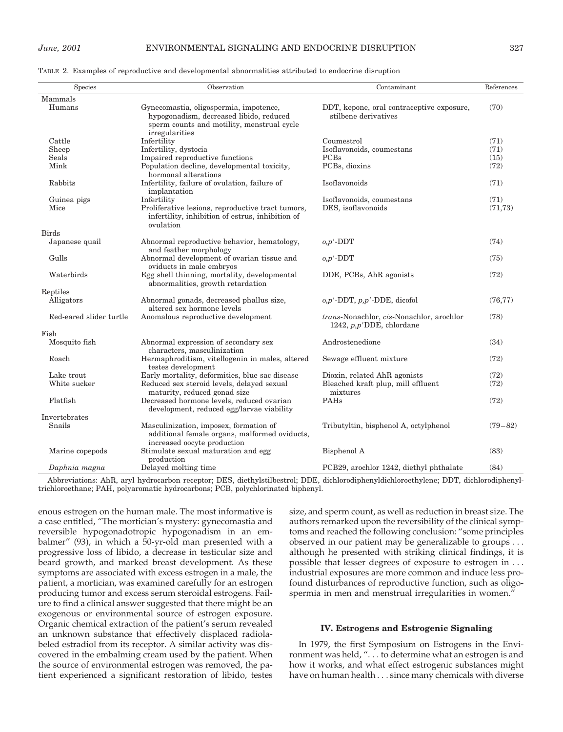TABLE 2. Examples of reproductive and developmental abnormalities attributed to endocrine disruption

| Species | Observation | Contaminant | References |
|---|---|---|---|
| Mammals | | | |
| Humans | Gynecomastia, oligospermia, impotence, hypogonadism, decreased libido, reduced sperm counts and motility, menstrual cycle irregularities | DDT, kepone, oral contraceptive exposure, stilbene derivatives | (70) |
| Cattle | Infertility | Coumestrol | (71) |
| Sheep | Infertility, dystocia | Isoflavonoids, coumestans | (71) |
| Seals | Impaired reproductive functions | PCBs | (15) |
| Mink | Population decline, developmental toxicity, hormonal alterations | PCBs, dioxins | (72) |
| Rabbits | Infertility, failure of ovulation, failure of implantation | Isoflavonoids | (71) |
| Guinea pigs | Infertility | Isoflavonoids, coumestans | (71) |
| Mice | Proliferative lesions, reproductive tract tumors, infertility, inhibition of estrus, inhibition of ovulation | DES, isoflavonoids | (71,73) |
| Birds | | | |
| Japanese quail | Abnormal reproductive behavior, hematology, and feather morphology | *o,p'*-DDT | (74) |
| Gulls | Abnormal development of ovarian tissue and oviducts in male embryos | *o,p'*-DDT | (75) |
| Waterbirds | Egg shell thinning, mortality, developmental abnormalities, growth retardation | DDE, PCBs, AhR agonists | (72) |
| Reptiles | | | |
| Alligators | Abnormal gonads, decreased phallus size, altered sex hormone levels | *o,p'*-DDT, *p,p'*-DDE, dicofol | (76,77) |
| Red-eared slider turtle | Anomalous reproductive development | *trans*-Nonachlor, *cis*-Nonachlor, arochlor 1242, *p,p'*DDE, chlordane | (78) |
| Fish | | | |
| Mosquito fish | Abnormal expression of secondary sex characters, masculinization | Androstenedione | (34) |
| Roach | Hermaphroditism, vitellogenin in males, altered testes development | Sewage effluent mixture | (72) |
| Lake trout | Early mortality, deformities, blue sac disease | Dioxin, related AhR agonists | (72) |
| White sucker | Reduced sex steroid levels, delayed sexual maturity, reduced gonad size | Bleached kraft plup, mill effluent mixtures | (72) |
| Flatfish | Decreased hormone levels, reduced ovarian development, reduced egg/larvae viability | PAHs | (72) |
| Invertebrates | | | |
| Snails | Masculinization, imposex, formation of additional female organs, malformed oviducts, increased oocyte production | Tributyltin, bisphenol A, octylphenol | (79–82) |
| Marine copepods | Stimulate sexual maturation and egg production | Bisphenol A | (83) |
| *Daphnia magna* | Delayed molting time | PCB29, arochlor 1242, diethyl phthalate | (84) |

Abbreviations: AhR, aryl hydrocarbon receptor; DES, diethylstilbestrol; DDE, dichlorodiphenyldichloroethylene; DDT, dichlorodiphenyltrichloroethane; PAH, polyaromatic hydrocarbons; PCB, polychlorinated biphenyl.

enous estrogen on the human male. The most informative is a case entitled, "The mortician's mystery: gynecomastia and reversible hypogonadotropic hypogonadism in an embalmer" (93), in which a 50-yr-old man presented with a progressive loss of libido, a decrease in testicular size and beard growth, and marked breast development. As these symptoms are associated with excess estrogen in a male, the patient, a mortician, was examined carefully for an estrogen producing tumor and excess serum steroidal estrogens. Failure to find a clinical answer suggested that there might be an exogenous or environmental source of estrogen exposure. Organic chemical extraction of the patient's serum revealed an unknown substance that effectively displaced radiolabeled estradiol from its receptor. A similar activity was discovered in the embalming cream used by the patient. When the source of environmental estrogen was removed, the patient experienced a significant restoration of libido, testes size, and sperm count, as well as reduction in breast size. The authors remarked upon the reversibility of the clinical symptoms and reached the following conclusion: "some principles observed in our patient may be generalizable to groups . . . although he presented with striking clinical findings, it is possible that lesser degrees of exposure to estrogen in . . . industrial exposures are more common and induce less profound disturbances of reproductive function, such as oligospermia in men and menstrual irregularities in women."

## IV. Estrogens and Estrogenic Signaling

In 1979, the first Symposium on Estrogens in the Environment was held, ". . . to determine what an estrogen is and how it works, and what effect estrogenic substances might have on human health . . . since many chemicals with diverse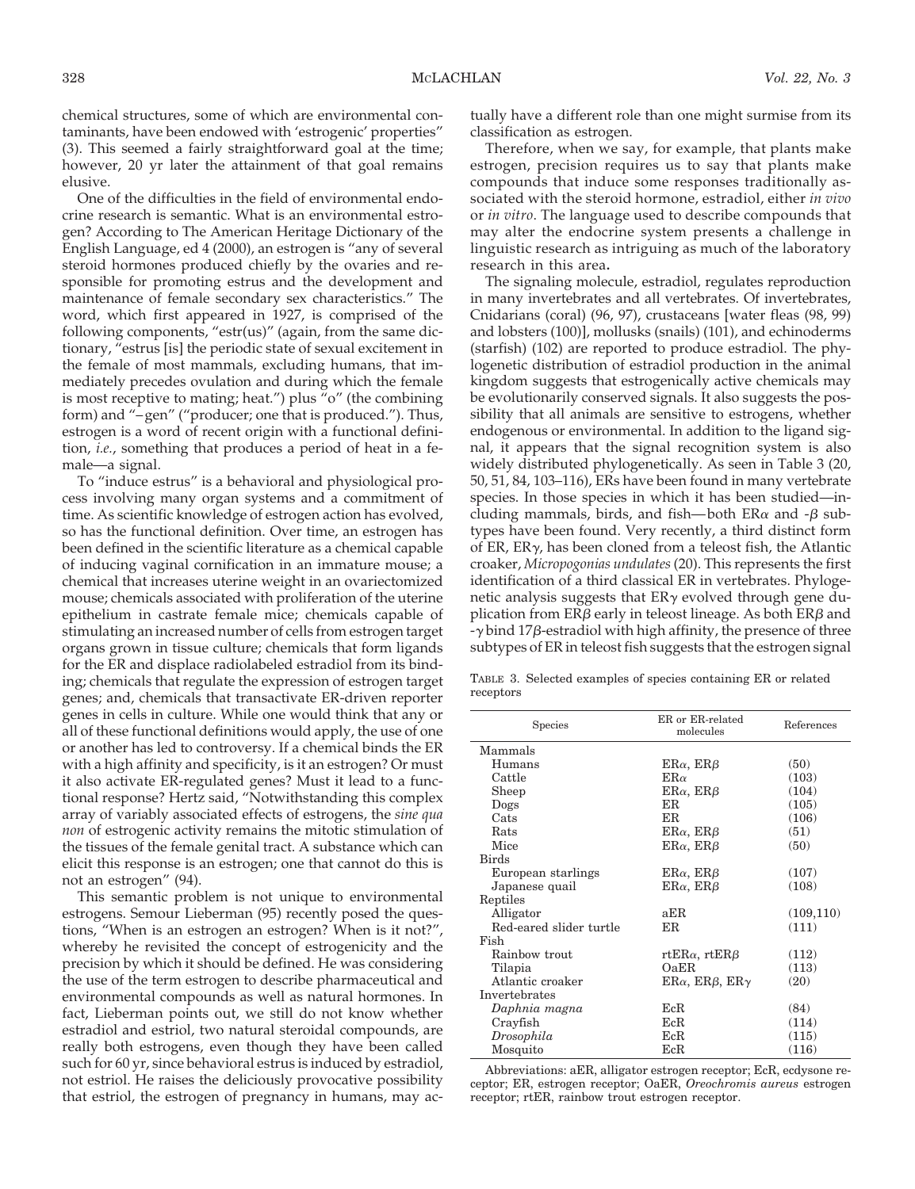chemical structures, some of which are environmental contaminants, have been endowed with 'estrogenic' properties" (3). This seemed a fairly straightforward goal at the time; however, 20 yr later the attainment of that goal remains elusive.

One of the difficulties in the field of environmental endocrine research is semantic. What is an environmental estrogen? According to The American Heritage Dictionary of the English Language, ed 4 (2000), an estrogen is "any of several steroid hormones produced chiefly by the ovaries and responsible for promoting estrus and the development and maintenance of female secondary sex characteristics." The word, which first appeared in 1927, is comprised of the following components, "estr(us)" (again, from the same dictionary, "estrus [is] the periodic state of sexual excitement in the female of most mammals, excluding humans, that immediately precedes ovulation and during which the female is most receptive to mating; heat.") plus "o" (the combining form) and "–gen" ("producer; one that is produced."). Thus, estrogen is a word of recent origin with a functional definition, *i.e.*, something that produces a period of heat in a female—a signal.

To "induce estrus" is a behavioral and physiological process involving many organ systems and a commitment of time. As scientific knowledge of estrogen action has evolved, so has the functional definition. Over time, an estrogen has been defined in the scientific literature as a chemical capable of inducing vaginal cornification in an immature mouse; a chemical that increases uterine weight in an ovariectomized mouse; chemicals associated with proliferation of the uterine epithelium in castrate female mice; chemicals capable of stimulating an increased number of cells from estrogen target organs grown in tissue culture; chemicals that form ligands for the ER and displace radiolabeled estradiol from its binding; chemicals that regulate the expression of estrogen target genes; and, chemicals that transactivate ER-driven reporter genes in cells in culture. While one would think that any or all of these functional definitions would apply, the use of one or another has led to controversy. If a chemical binds the ER with a high affinity and specificity, is it an estrogen? Or must it also activate ER-regulated genes? Must it lead to a functional response? Hertz said, "Notwithstanding this complex array of variably associated effects of estrogens, the *sine qua non* of estrogenic activity remains the mitotic stimulation of the tissues of the female genital tract. A substance which can elicit this response is an estrogen; one that cannot do this is not an estrogen" (94).

This semantic problem is not unique to environmental estrogens. Semour Lieberman (95) recently posed the questions, "When is an estrogen an estrogen? When is it not?", whereby he revisited the concept of estrogenicity and the precision by which it should be defined. He was considering the use of the term estrogen to describe pharmaceutical and environmental compounds as well as natural hormones. In fact, Lieberman points out, we still do not know whether estradiol and estriol, two natural steroidal compounds, are really both estrogens, even though they have been called such for 60 yr, since behavioral estrus is induced by estradiol, not estriol. He raises the deliciously provocative possibility that estriol, the estrogen of pregnancy in humans, may actually have a different role than one might surmise from its classification as estrogen.

Therefore, when we say, for example, that plants make estrogen, precision requires us to say that plants make compounds that induce some responses traditionally associated with the steroid hormone, estradiol, either *in vivo* or *in vitro*. The language used to describe compounds that may alter the endocrine system presents a challenge in linguistic research as intriguing as much of the laboratory research in this area.

The signaling molecule, estradiol, regulates reproduction in many invertebrates and all vertebrates. Of invertebrates, Cnidarians (coral) (96, 97), crustaceans [water fleas (98, 99) and lobsters (100)], mollusks (snails) (101), and echinoderms (starfish) (102) are reported to produce estradiol. The phylogenetic distribution of estradiol production in the animal kingdom suggests that estrogenically active chemicals may be evolutionarily conserved signals. It also suggests the possibility that all animals are sensitive to estrogens, whether endogenous or environmental. In addition to the ligand signal, it appears that the signal recognition system is also widely distributed phylogenetically. As seen in Table 3 (20, 50, 51, 84, 103–116), ERs have been found in many vertebrate species. In those species in which it has been studied—including mammals, birds, and fish—both ER$\alpha$ and -$\beta$ subtypes have been found. Very recently, a third distinct form of ER, ER$\gamma$, has been cloned from a teleost fish, the Atlantic croaker, *Micropogonias undulates* (20). This represents the first identification of a third classical ER in vertebrates. Phylogenetic analysis suggests that ER$\gamma$ evolved through gene duplication from ER$\beta$ early in teleost lineage. As both ER$\beta$ and -$\gamma$ bind 17$\beta$-estradiol with high affinity, the presence of three subtypes of ER in teleost fish suggests that the estrogen signal

TABLE 3. Selected examples of species containing ER or related receptors

| Species | ER or ER-related molecules | References |
|---|---|---|
| Mammals | | |
| Humans | ER$\alpha$, ER$\beta$ | (50) |
| Cattle | ER$\alpha$ | (103) |
| Sheep | ER$\alpha$, ER$\beta$ | (104) |
| Dogs | ER | (105) |
| Cats | ER | (106) |
| Rats | ER$\alpha$, ER$\beta$ | (51) |
| Mice | ER$\alpha$, ER$\beta$ | (50) |
| Birds | | |
| European starlings | ER$\alpha$, ER$\beta$ | (107) |
| Japanese quail | ER$\alpha$, ER$\beta$ | (108) |
| Reptiles | | |
| Alligator | aER | (109,110) |
| Red-eared slider turtle | ER | (111) |
| Fish | | |
| Rainbow trout | rtER$\alpha$, rtER$\beta$ | (112) |
| Tilapia | OaER | (113) |
| Atlantic croaker | ER$\alpha$, ER$\beta$, ER$\gamma$ | (20) |
| Invertebrates | | |
| *Daphnia magna* | EcR | (84) |
| Crayfish | EcR | (114) |
| *Drosophila* | EcR | (115) |
| Mosquito | EcR | (116) |

Abbreviations: aER, alligator estrogen receptor; EcR, ecdysone receptor; ER, estrogen receptor; OaER, *Oreochromis aureus* estrogen receptor; rtER, rainbow trout estrogen receptor.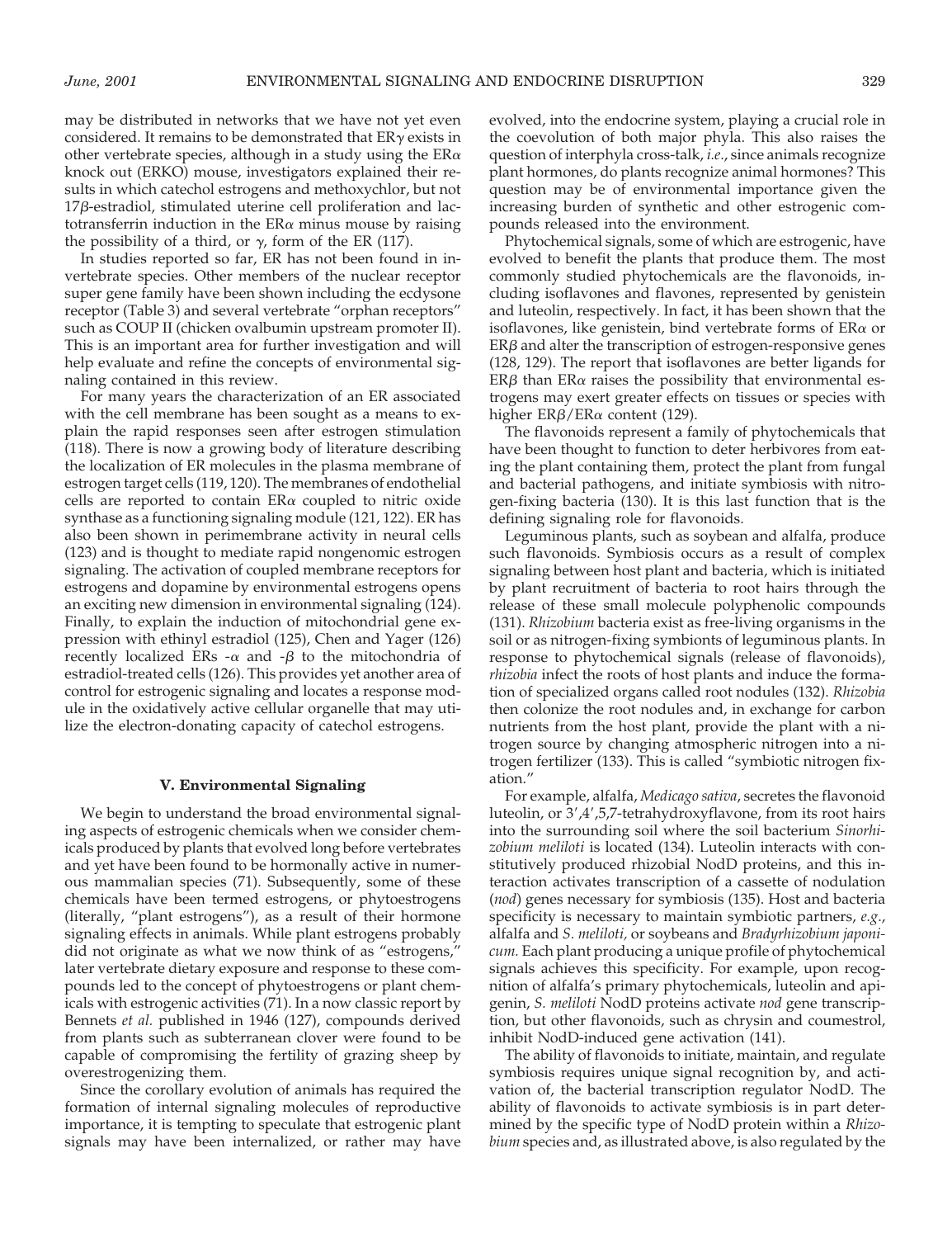may be distributed in networks that we have not yet even considered. It remains to be demonstrated that ER$\gamma$ exists in other vertebrate species, although in a study using the ER$\alpha$ knock out (ERKO) mouse, investigators explained their results in which catechol estrogens and methoxychlor, but not 17$\beta$-estradiol, stimulated uterine cell proliferation and lactotransferrin induction in the ER$\alpha$ minus mouse by raising the possibility of a third, or $\gamma$, form of the ER (117).

In studies reported so far, ER has not been found in invertebrate species. Other members of the nuclear receptor super gene family have been shown including the ecdysone receptor (Table 3) and several vertebrate "orphan receptors" such as COUP II (chicken ovalbumin upstream promoter II). This is an important area for further investigation and will help evaluate and refine the concepts of environmental signaling contained in this review.

For many years the characterization of an ER associated with the cell membrane has been sought as a means to explain the rapid responses seen after estrogen stimulation (118). There is now a growing body of literature describing the localization of ER molecules in the plasma membrane of estrogen target cells (119, 120). The membranes of endothelial cells are reported to contain ER$\alpha$ coupled to nitric oxide synthase as a functioning signaling module (121, 122). ER has also been shown in perimembrane activity in neural cells (123) and is thought to mediate rapid nongenomic estrogen signaling. The activation of coupled membrane receptors for estrogens and dopamine by environmental estrogens opens an exciting new dimension in environmental signaling (124). Finally, to explain the induction of mitochondrial gene expression with ethinyl estradiol (125), Chen and Yager (126) recently localized ERs -$\alpha$ and -$\beta$ to the mitochondria of estradiol-treated cells (126). This provides yet another area of control for estrogenic signaling and locates a response module in the oxidatively active cellular organelle that may utilize the electron-donating capacity of catechol estrogens.

## V. Environmental Signaling

We begin to understand the broad environmental signaling aspects of estrogenic chemicals when we consider chemicals produced by plants that evolved long before vertebrates and yet have been found to be hormonally active in numerous mammalian species (71). Subsequently, some of these chemicals have been termed estrogens, or phytoestrogens (literally, "plant estrogens"), as a result of their hormone signaling effects in animals. While plant estrogens probably did not originate as what we now think of as "estrogens," later vertebrate dietary exposure and response to these compounds led to the concept of phytoestrogens or plant chemicals with estrogenic activities (71). In a now classic report by Bennets *et al.* published in 1946 (127), compounds derived from plants such as subterranean clover were found to be capable of compromising the fertility of grazing sheep by overestrogenizing them.

Since the corollary evolution of animals has required the formation of internal signaling molecules of reproductive importance, it is tempting to speculate that estrogenic plant signals may have been internalized, or rather may have evolved, into the endocrine system, playing a crucial role in the coevolution of both major phyla. This also raises the question of interphyla cross-talk, *i.e.*, since animals recognize plant hormones, do plants recognize animal hormones? This question may be of environmental importance given the increasing burden of synthetic and other estrogenic compounds released into the environment.

Phytochemical signals, some of which are estrogenic, have evolved to benefit the plants that produce them. The most commonly studied phytochemicals are the flavonoids, including isoflavones and flavones, represented by genistein and luteolin, respectively. In fact, it has been shown that the isoflavones, like genistein, bind vertebrate forms of ER$\alpha$ or ER$\beta$ and alter the transcription of estrogen-responsive genes (128, 129). The report that isoflavones are better ligands for ER$\beta$ than ER$\alpha$ raises the possibility that environmental estrogens may exert greater effects on tissues or species with higher ER$\beta$/ER$\alpha$ content (129).

The flavonoids represent a family of phytochemicals that have been thought to function to deter herbivores from eating the plant containing them, protect the plant from fungal and bacterial pathogens, and initiate symbiosis with nitrogen-fixing bacteria (130). It is this last function that is the defining signaling role for flavonoids.

Leguminous plants, such as soybean and alfalfa, produce such flavonoids. Symbiosis occurs as a result of complex signaling between host plant and bacteria, which is initiated by plant recruitment of bacteria to root hairs through the release of these small molecule polyphenolic compounds (131). *Rhizobium* bacteria exist as free-living organisms in the soil or as nitrogen-fixing symbionts of leguminous plants. In response to phytochemical signals (release of flavonoids), *rhizobia* infect the roots of host plants and induce the formation of specialized organs called root nodules (132). *Rhizobia* then colonize the root nodules and, in exchange for carbon nutrients from the host plant, provide the plant with a nitrogen source by changing atmospheric nitrogen into a nitrogen fertilizer (133). This is called "symbiotic nitrogen fixation."

For example, alfalfa, *Medicago sativa*, secretes the flavonoid luteolin, or 3′,4′,5,7-tetrahydroxyflavone, from its root hairs into the surrounding soil where the soil bacterium *Sinorhizobium meliloti* is located (134). Luteolin interacts with constitutively produced rhizobial NodD proteins, and this interaction activates transcription of a cassette of nodulation (*nod*) genes necessary for symbiosis (135). Host and bacteria specificity is necessary to maintain symbiotic partners, *e.g.*, alfalfa and *S. meliloti,* or soybeans and *Bradyrhizobium japonicum.* Each plant producing a unique profile of phytochemical signals achieves this specificity. For example, upon recognition of alfalfa's primary phytochemicals, luteolin and apigenin, *S. meliloti* NodD proteins activate *nod* gene transcription, but other flavonoids, such as chrysin and coumestrol, inhibit NodD-induced gene activation (141).

The ability of flavonoids to initiate, maintain, and regulate symbiosis requires unique signal recognition by, and activation of, the bacterial transcription regulator NodD. The ability of flavonoids to activate symbiosis is in part determined by the specific type of NodD protein within a *Rhizobium* species and, as illustrated above, is also regulated by the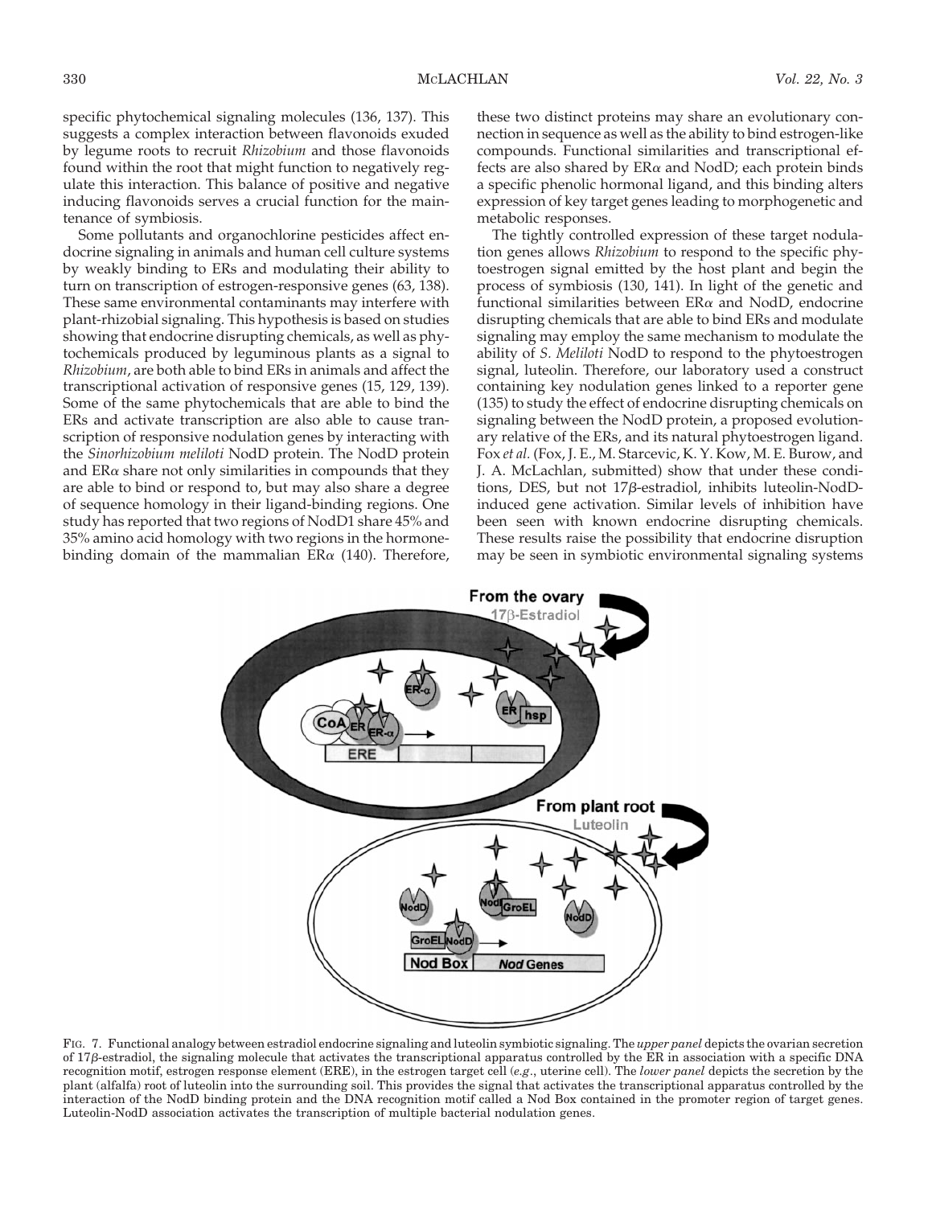specific phytochemical signaling molecules (136, 137). This suggests a complex interaction between flavonoids exuded by legume roots to recruit *Rhizobium* and those flavonoids found within the root that might function to negatively regulate this interaction. This balance of positive and negative inducing flavonoids serves a crucial function for the maintenance of symbiosis.

Some pollutants and organochlorine pesticides affect endocrine signaling in animals and human cell culture systems by weakly binding to ERs and modulating their ability to turn on transcription of estrogen-responsive genes (63, 138). These same environmental contaminants may interfere with plant-rhizobial signaling. This hypothesis is based on studies showing that endocrine disrupting chemicals, as well as phytochemicals produced by leguminous plants as a signal to *Rhizobium*, are both able to bind ERs in animals and affect the transcriptional activation of responsive genes (15, 129, 139). Some of the same phytochemicals that are able to bind the ERs and activate transcription are also able to cause transcription of responsive nodulation genes by interacting with the *Sinorhizobium meliloti* NodD protein. The NodD protein and ER$\alpha$ share not only similarities in compounds that they are able to bind or respond to, but may also share a degree of sequence homology in their ligand-binding regions. One study has reported that two regions of NodD1 share 45% and 35% amino acid homology with two regions in the hormone-binding domain of the mammalian ER$\alpha$ (140). Therefore, these two distinct proteins may share an evolutionary connection in sequence as well as the ability to bind estrogen-like compounds. Functional similarities and transcriptional effects are also shared by ER$\alpha$ and NodD; each protein binds a specific phenolic hormonal ligand, and this binding alters expression of key target genes leading to morphogenetic and metabolic responses.

The tightly controlled expression of these target nodulation genes allows *Rhizobium* to respond to the specific phytoestrogen signal emitted by the host plant and begin the process of symbiosis (130, 141). In light of the genetic and functional similarities between ER$\alpha$ and NodD, endocrine disrupting chemicals that are able to bind ERs and modulate signaling may employ the same mechanism to modulate the ability of *S. Meliloti* NodD to respond to the phytoestrogen signal, luteolin. Therefore, our laboratory used a construct containing key nodulation genes linked to a reporter gene (135) to study the effect of endocrine disrupting chemicals on signaling between the NodD protein, a proposed evolutionary relative of the ERs, and its natural phytoestrogen ligand. Fox *et al.* (Fox, J. E., M. Starcevic, K. Y. Kow, M. E. Burow, and J. A. McLachlan, submitted) show that under these conditions, DES, but not 17$\beta$-estradiol, inhibits luteolin-NodD-induced gene activation. Similar levels of inhibition have been seen with known endocrine disrupting chemicals. These results raise the possibility that endocrine disruption may be seen in symbiotic environmental signaling systems

FIG. 7. Functional analogy between estradiol endocrine signaling and luteolin symbiotic signaling. The *upper panel* depicts the ovarian secretion of 17$\beta$-estradiol, the signaling molecule that activates the transcriptional apparatus controlled by the ER in association with a specific DNA recognition motif, estrogen response element (ERE), in the estrogen target cell (*e.g.*, uterine cell). The *lower panel* depicts the secretion by the plant (alfalfa) root of luteolin into the surrounding soil. This provides the signal that activates the transcriptional apparatus controlled by the interaction of the NodD binding protein and the DNA recognition motif called a Nod Box contained in the promoter region of target genes. Luteolin-NodD association activates the transcription of multiple bacterial nodulation genes.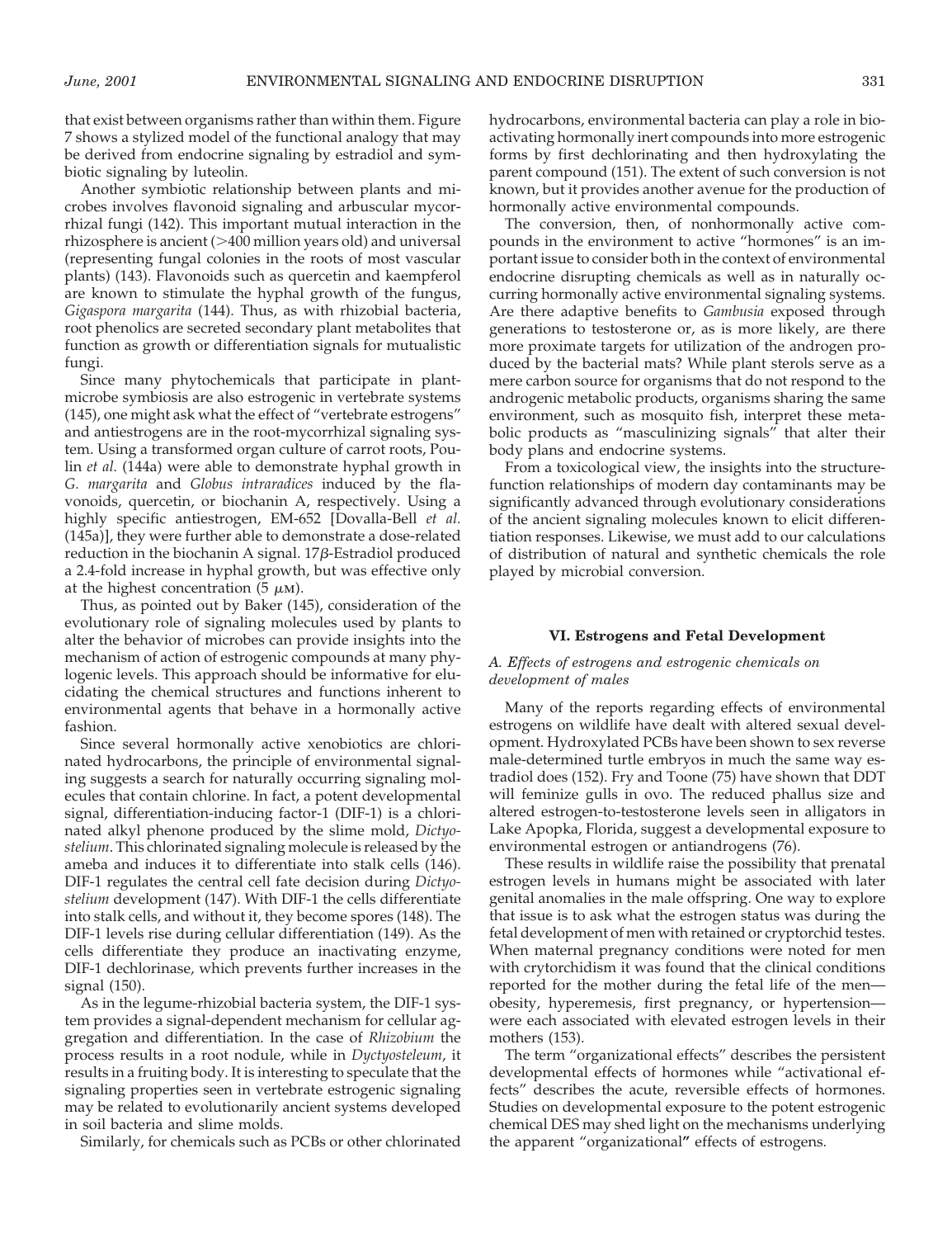that exist between organisms rather than within them. Figure 7 shows a stylized model of the functional analogy that may be derived from endocrine signaling by estradiol and symbiotic signaling by luteolin.

Another symbiotic relationship between plants and microbes involves flavonoid signaling and arbuscular mycorrhizal fungi (142). This important mutual interaction in the rhizosphere is ancient (>400 million years old) and universal (representing fungal colonies in the roots of most vascular plants) (143). Flavonoids such as quercetin and kaempferol are known to stimulate the hyphal growth of the fungus, *Gigaspora margarita* (144). Thus, as with rhizobial bacteria, root phenolics are secreted secondary plant metabolites that function as growth or differentiation signals for mutualistic fungi.

Since many phytochemicals that participate in plant-microbe symbiosis are also estrogenic in vertebrate systems (145), one might ask what the effect of "vertebrate estrogens" and antiestrogens are in the root-mycorrhizal signaling system. Using a transformed organ culture of carrot roots, Poulin *et al.* (144a) were able to demonstrate hyphal growth in *G. margarita* and *Globus intraradices* induced by the flavonoids, quercetin, or biochanin A, respectively. Using a highly specific antiestrogen, EM-652 [Dovalla-Bell *et al.* (145a)], they were further able to demonstrate a dose-related reduction in the biochanin A signal. 17β-Estradiol produced a 2.4-fold increase in hyphal growth, but was effective only at the highest concentration (5 $\mu$M).

Thus, as pointed out by Baker (145), consideration of the evolutionary role of signaling molecules used by plants to alter the behavior of microbes can provide insights into the mechanism of action of estrogenic compounds at many phylogenic levels. This approach should be informative for elucidating the chemical structures and functions inherent to environmental agents that behave in a hormonally active fashion.

Since several hormonally active xenobiotics are chlorinated hydrocarbons, the principle of environmental signaling suggests a search for naturally occurring signaling molecules that contain chlorine. In fact, a potent developmental signal, differentiation-inducing factor-1 (DIF-1) is a chlorinated alkyl phenone produced by the slime mold, *Dictyostelium*. This chlorinated signaling molecule is released by the ameba and induces it to differentiate into stalk cells (146). DIF-1 regulates the central cell fate decision during *Dictyostelium* development (147). With DIF-1 the cells differentiate into stalk cells, and without it, they become spores (148). The DIF-1 levels rise during cellular differentiation (149). As the cells differentiate they produce an inactivating enzyme, DIF-1 dechlorinase, which prevents further increases in the signal (150).

As in the legume-rhizobial bacteria system, the DIF-1 system provides a signal-dependent mechanism for cellular aggregation and differentiation. In the case of *Rhizobium* the process results in a root nodule, while in *Dyctyosteleum*, it results in a fruiting body. It is interesting to speculate that the signaling properties seen in vertebrate estrogenic signaling may be related to evolutionarily ancient systems developed in soil bacteria and slime molds.

Similarly, for chemicals such as PCBs or other chlorinated hydrocarbons, environmental bacteria can play a role in bioactivating hormonally inert compounds into more estrogenic forms by first dechlorinating and then hydroxylating the parent compound (151). The extent of such conversion is not known, but it provides another avenue for the production of hormonally active environmental compounds.

The conversion, then, of nonhormonally active compounds in the environment to active "hormones" is an important issue to consider both in the context of environmental endocrine disrupting chemicals as well as in naturally occurring hormonally active environmental signaling systems. Are there adaptive benefits to *Gambusia* exposed through generations to testosterone or, as is more likely, are there more proximate targets for utilization of the androgen produced by the bacterial mats? While plant sterols serve as a mere carbon source for organisms that do not respond to the androgenic metabolic products, organisms sharing the same environment, such as mosquito fish, interpret these metabolic products as "masculinizing signals" that alter their body plans and endocrine systems.

From a toxicological view, the insights into the structure-function relationships of modern day contaminants may be significantly advanced through evolutionary considerations of the ancient signaling molecules known to elicit differentiation responses. Likewise, we must add to our calculations of distribution of natural and synthetic chemicals the role played by microbial conversion.

## VI. Estrogens and Fetal Development

### *A. Effects of estrogens and estrogenic chemicals on development of males*

Many of the reports regarding effects of environmental estrogens on wildlife have dealt with altered sexual development. Hydroxylated PCBs have been shown to sex reverse male-determined turtle embryos in much the same way estradiol does (152). Fry and Toone (75) have shown that DDT will feminize gulls in ovo. The reduced phallus size and altered estrogen-to-testosterone levels seen in alligators in Lake Apopka, Florida, suggest a developmental exposure to environmental estrogen or antiandrogens (76).

These results in wildlife raise the possibility that prenatal estrogen levels in humans might be associated with later genital anomalies in the male offspring. One way to explore that issue is to ask what the estrogen status was during the fetal development of men with retained or cryptorchid testes. When maternal pregnancy conditions were noted for men with crytorchidism it was found that the clinical conditions reported for the mother during the fetal life of the men—obesity, hyperemesis, first pregnancy, or hypertension—were each associated with elevated estrogen levels in their mothers (153).

The term "organizational effects" describes the persistent developmental effects of hormones while "activational effects" describes the acute, reversible effects of hormones. Studies on developmental exposure to the potent estrogenic chemical DES may shed light on the mechanisms underlying the apparent "organizational" effects of estrogens.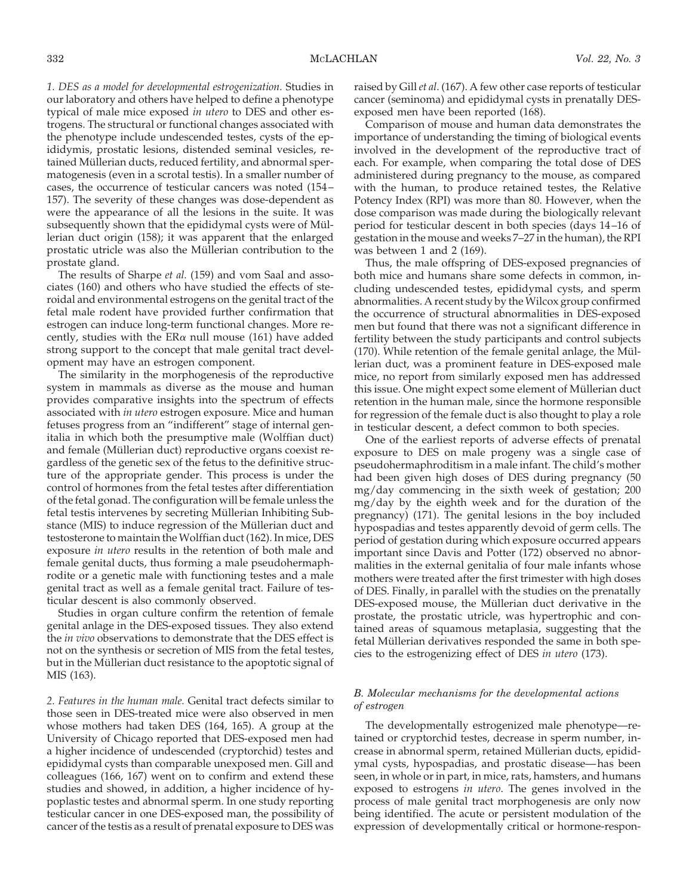*1. DES as a model for developmental estrogenization*. Studies in our laboratory and others have helped to define a phenotype typical of male mice exposed *in utero* to DES and other estrogens. The structural or functional changes associated with the phenotype include undescended testes, cysts of the epididymis, prostatic lesions, distended seminal vesicles, retained Müllerian ducts, reduced fertility, and abnormal spermatogenesis (even in a scrotal testis). In a smaller number of cases, the occurrence of testicular cancers was noted (154–157). The severity of these changes was dose-dependent as were the appearance of all the lesions in the suite. It was subsequently shown that the epididymal cysts were of Müllerian duct origin (158); it was apparent that the enlarged prostatic utricle was also the Müllerian contribution to the prostate gland.

The results of Sharpe *et al.* (159) and vom Saal and associates (160) and others who have studied the effects of steroidal and environmental estrogens on the genital tract of the fetal male rodent have provided further confirmation that estrogen can induce long-term functional changes. More recently, studies with the ERα null mouse (161) have added strong support to the concept that male genital tract development may have an estrogen component.

The similarity in the morphogenesis of the reproductive system in mammals as diverse as the mouse and human provides comparative insights into the spectrum of effects associated with *in utero* estrogen exposure. Mice and human fetuses progress from an "indifferent" stage of internal genitalia in which both the presumptive male (Wolffian duct) and female (Müllerian duct) reproductive organs coexist regardless of the genetic sex of the fetus to the definitive structure of the appropriate gender. This process is under the control of hormones from the fetal testes after differentiation of the fetal gonad. The configuration will be female unless the fetal testis intervenes by secreting Müllerian Inhibiting Substance (MIS) to induce regression of the Müllerian duct and testosterone to maintain the Wolffian duct (162). In mice, DES exposure *in utero* results in the retention of both male and female genital ducts, thus forming a male pseudohermaphrodite or a genetic male with functioning testes and a male genital tract as well as a female genital tract. Failure of testicular descent is also commonly observed.

Studies in organ culture confirm the retention of female genital anlage in the DES-exposed tissues. They also extend the *in vivo* observations to demonstrate that the DES effect is not on the synthesis or secretion of MIS from the fetal testes, but in the Müllerian duct resistance to the apoptotic signal of MIS (163).

*2. Features in the human male.* Genital tract defects similar to those seen in DES-treated mice were also observed in men whose mothers had taken DES (164, 165). A group at the University of Chicago reported that DES-exposed men had a higher incidence of undescended (cryptorchid) testes and epididymal cysts than comparable unexposed men. Gill and colleagues (166, 167) went on to confirm and extend these studies and showed, in addition, a higher incidence of hypoplastic testes and abnormal sperm. In one study reporting testicular cancer in one DES-exposed man, the possibility of cancer of the testis as a result of prenatal exposure to DES was raised by Gill *et al.* (167). A few other case reports of testicular cancer (seminoma) and epididymal cysts in prenatally DES-exposed men have been reported (168).

Comparison of mouse and human data demonstrates the importance of understanding the timing of biological events involved in the development of the reproductive tract of each. For example, when comparing the total dose of DES administered during pregnancy to the mouse, as compared with the human, to produce retained testes, the Relative Potency Index (RPI) was more than 80. However, when the dose comparison was made during the biologically relevant period for testicular descent in both species (days 14–16 of gestation in the mouse and weeks 7–27 in the human), the RPI was between 1 and 2 (169).

Thus, the male offspring of DES-exposed pregnancies of both mice and humans share some defects in common, including undescended testes, epididymal cysts, and sperm abnormalities. A recent study by the Wilcox group confirmed the occurrence of structural abnormalities in DES-exposed men but found that there was not a significant difference in fertility between the study participants and control subjects (170). While retention of the female genital anlage, the Müllerian duct, was a prominent feature in DES-exposed male mice, no report from similarly exposed men has addressed this issue. One might expect some element of Müllerian duct retention in the human male, since the hormone responsible for regression of the female duct is also thought to play a role in testicular descent, a defect common to both species.

One of the earliest reports of adverse effects of prenatal exposure to DES on male progeny was a single case of pseudohermaphroditism in a male infant. The child's mother had been given high doses of DES during pregnancy (50 mg/day commencing in the sixth week of gestation; 200 mg/day by the eighth week and for the duration of the pregnancy) (171). The genital lesions in the boy included hypospadias and testes apparently devoid of germ cells. The period of gestation during which exposure occurred appears important since Davis and Potter (172) observed no abnormalities in the external genitalia of four male infants whose mothers were treated after the first trimester with high doses of DES. Finally, in parallel with the studies on the prenatally DES-exposed mouse, the Müllerian duct derivative in the prostate, the prostatic utricle, was hypertrophic and contained areas of squamous metaplasia, suggesting that the fetal Müllerian derivatives responded the same in both species to the estrogenizing effect of DES *in utero* (173).

### *B. Molecular mechanisms for the developmental actions of estrogen*

The developmentally estrogenized male phenotype—retained or cryptorchid testes, decrease in sperm number, increase in abnormal sperm, retained Müllerian ducts, epididymal cysts, hypospadias, and prostatic disease—has been seen, in whole or in part, in mice, rats, hamsters, and humans exposed to estrogens *in utero*. The genes involved in the process of male genital tract morphogenesis are only now being identified. The acute or persistent modulation of the expression of developmentally critical or hormone-respon-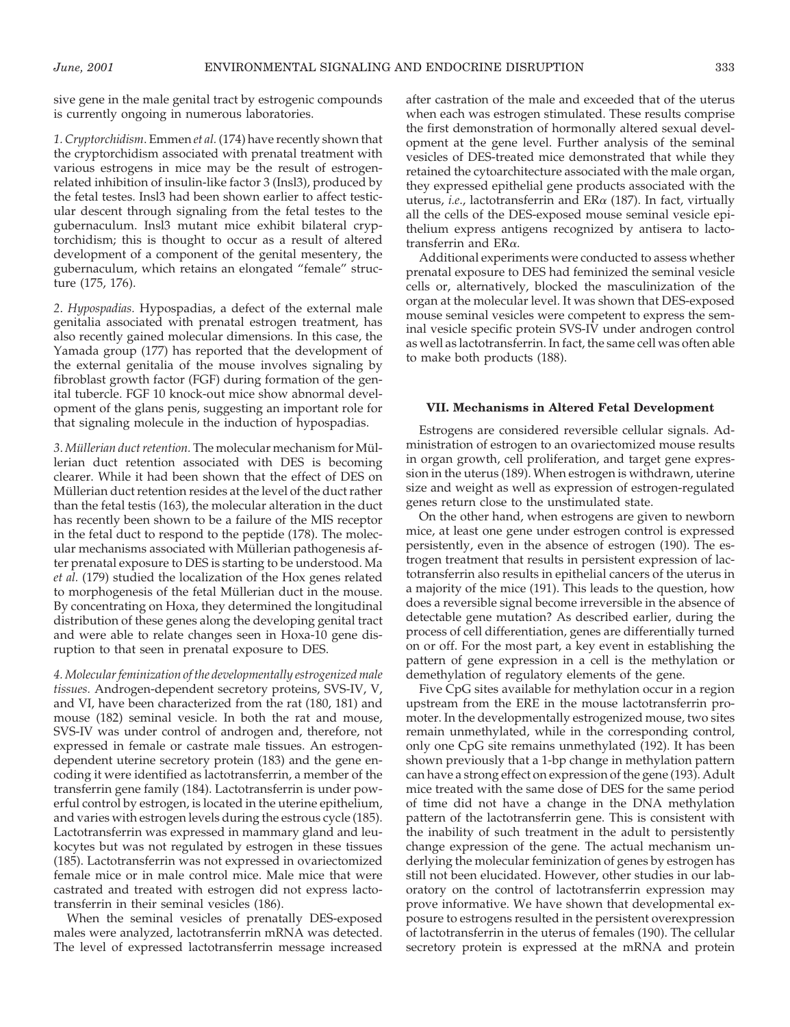sive gene in the male genital tract by estrogenic compounds is currently ongoing in numerous laboratories.

*1. Cryptorchidism.* Emmen *et al.* (174) have recently shown that the cryptorchidism associated with prenatal treatment with various estrogens in mice may be the result of estrogen-related inhibition of insulin-like factor 3 (Insl3), produced by the fetal testes. Insl3 had been shown earlier to affect testicular descent through signaling from the fetal testes to the gubernaculum. Insl3 mutant mice exhibit bilateral cryptorchidism; this is thought to occur as a result of altered development of a component of the genital mesentery, the gubernaculum, which retains an elongated "female" structure (175, 176).

*2. Hypospadias.* Hypospadias, a defect of the external male genitalia associated with prenatal estrogen treatment, has also recently gained molecular dimensions. In this case, the Yamada group (177) has reported that the development of the external genitalia of the mouse involves signaling by fibroblast growth factor (FGF) during formation of the genital tubercle. FGF 10 knock-out mice show abnormal development of the glans penis, suggesting an important role for that signaling molecule in the induction of hypospadias.

*3. Müllerian duct retention.* The molecular mechanism for Müllerian duct retention associated with DES is becoming clearer. While it had been shown that the effect of DES on Müllerian duct retention resides at the level of the duct rather than the fetal testis (163), the molecular alteration in the duct has recently been shown to be a failure of the MIS receptor in the fetal duct to respond to the peptide (178). The molecular mechanisms associated with Müllerian pathogenesis after prenatal exposure to DES is starting to be understood. Ma *et al.* (179) studied the localization of the Hox genes related to morphogenesis of the fetal Müllerian duct in the mouse. By concentrating on Hoxa, they determined the longitudinal distribution of these genes along the developing genital tract and were able to relate changes seen in Hoxa-10 gene disruption to that seen in prenatal exposure to DES.

*4. Molecular feminization of the developmentally estrogenized male tissues.* Androgen-dependent secretory proteins, SVS-IV, V, and VI, have been characterized from the rat (180, 181) and mouse (182) seminal vesicle. In both the rat and mouse, SVS-IV was under control of androgen and, therefore, not expressed in female or castrate male tissues. An estrogen-dependent uterine secretory protein (183) and the gene encoding it were identified as lactotransferrin, a member of the transferrin gene family (184). Lactotransferrin is under powerful control by estrogen, is located in the uterine epithelium, and varies with estrogen levels during the estrous cycle (185). Lactotransferrin was expressed in mammary gland and leukocytes but was not regulated by estrogen in these tissues (185). Lactotransferrin was not expressed in ovariectomized female mice or in male control mice. Male mice that were castrated and treated with estrogen did not express lactotransferrin in their seminal vesicles (186).

When the seminal vesicles of prenatally DES-exposed males were analyzed, lactotransferrin mRNA was detected. The level of expressed lactotransferrin message increased after castration of the male and exceeded that of the uterus when each was estrogen stimulated. These results comprise the first demonstration of hormonally altered sexual development at the gene level. Further analysis of the seminal vesicles of DES-treated mice demonstrated that while they retained the cytoarchitecture associated with the male organ, they expressed epithelial gene products associated with the uterus, *i.e.*, lactotransferrin and ER$\alpha$ (187). In fact, virtually all the cells of the DES-exposed mouse seminal vesicle epithelium express antigens recognized by antisera to lactotransferrin and ER$\alpha$.

Additional experiments were conducted to assess whether prenatal exposure to DES had feminized the seminal vesicle cells or, alternatively, blocked the masculinization of the organ at the molecular level. It was shown that DES-exposed mouse seminal vesicles were competent to express the seminal vesicle specific protein SVS-IV under androgen control as well as lactotransferrin. In fact, the same cell was often able to make both products (188).

## VII. Mechanisms in Altered Fetal Development

Estrogens are considered reversible cellular signals. Administration of estrogen to an ovariectomized mouse results in organ growth, cell proliferation, and target gene expression in the uterus (189). When estrogen is withdrawn, uterine size and weight as well as expression of estrogen-regulated genes return close to the unstimulated state.

On the other hand, when estrogens are given to newborn mice, at least one gene under estrogen control is expressed persistently, even in the absence of estrogen (190). The estrogen treatment that results in persistent expression of lactotransferrin also results in epithelial cancers of the uterus in a majority of the mice (191). This leads to the question, how does a reversible signal become irreversible in the absence of detectable gene mutation? As described earlier, during the process of cell differentiation, genes are differentially turned on or off. For the most part, a key event in establishing the pattern of gene expression in a cell is the methylation or demethylation of regulatory elements of the gene.

Five CpG sites available for methylation occur in a region upstream from the ERE in the mouse lactotransferrin promoter. In the developmentally estrogenized mouse, two sites remain unmethylated, while in the corresponding control, only one CpG site remains unmethylated (192). It has been shown previously that a 1-bp change in methylation pattern can have a strong effect on expression of the gene (193). Adult mice treated with the same dose of DES for the same period of time did not have a change in the DNA methylation pattern of the lactotransferrin gene. This is consistent with the inability of such treatment in the adult to persistently change expression of the gene. The actual mechanism underlying the molecular feminization of genes by estrogen has still not been elucidated. However, other studies in our laboratory on the control of lactotransferrin expression may prove informative. We have shown that developmental exposure to estrogens resulted in the persistent overexpression of lactotransferrin in the uterus of females (190). The cellular secretory protein is expressed at the mRNA and protein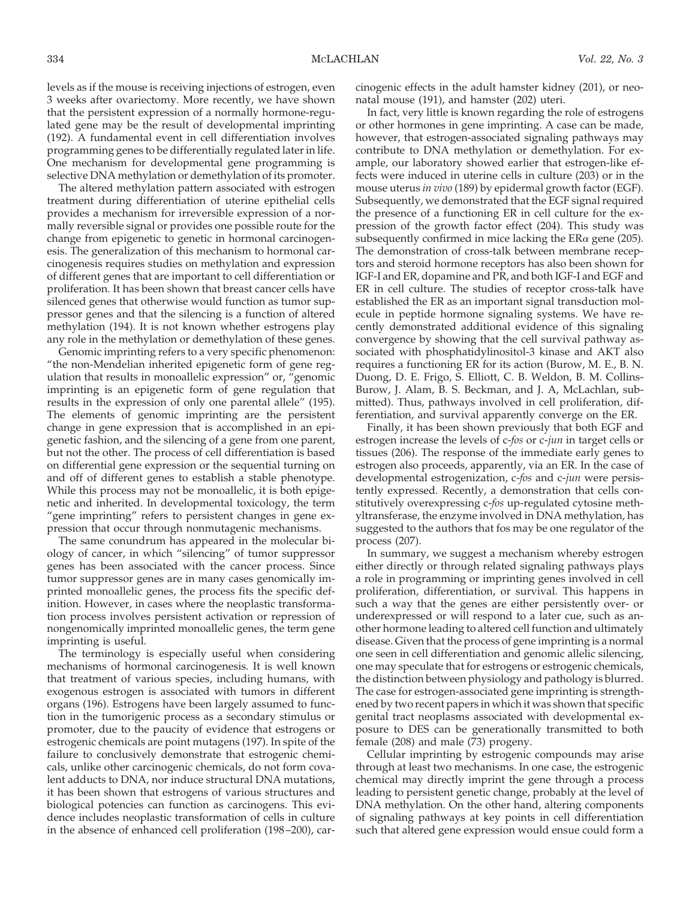levels as if the mouse is receiving injections of estrogen, even 3 weeks after ovariectomy. More recently, we have shown that the persistent expression of a normally hormone-regulated gene may be the result of developmental imprinting (192). A fundamental event in cell differentiation involves programming genes to be differentially regulated later in life. One mechanism for developmental gene programming is selective DNA methylation or demethylation of its promoter.

The altered methylation pattern associated with estrogen treatment during differentiation of uterine epithelial cells provides a mechanism for irreversible expression of a normally reversible signal or provides one possible route for the change from epigenetic to genetic in hormonal carcinogenesis. The generalization of this mechanism to hormonal carcinogenesis requires studies on methylation and expression of different genes that are important to cell differentiation or proliferation. It has been shown that breast cancer cells have silenced genes that otherwise would function as tumor suppressor genes and that the silencing is a function of altered methylation (194). It is not known whether estrogens play any role in the methylation or demethylation of these genes.

Genomic imprinting refers to a very specific phenomenon: "the non-Mendelian inherited epigenetic form of gene regulation that results in monoallelic expression" or, "genomic imprinting is an epigenetic form of gene regulation that results in the expression of only one parental allele" (195). The elements of genomic imprinting are the persistent change in gene expression that is accomplished in an epigenetic fashion, and the silencing of a gene from one parent, but not the other. The process of cell differentiation is based on differential gene expression or the sequential turning on and off of different genes to establish a stable phenotype. While this process may not be monoallelic, it is both epigenetic and inherited. In developmental toxicology, the term "gene imprinting" refers to persistent changes in gene expression that occur through nonmutagenic mechanisms.

The same conundrum has appeared in the molecular biology of cancer, in which "silencing" of tumor suppressor genes has been associated with the cancer process. Since tumor suppressor genes are in many cases genomically imprinted monoallelic genes, the process fits the specific definition. However, in cases where the neoplastic transformation process involves persistent activation or repression of nongenomically imprinted monoallelic genes, the term gene imprinting is useful.

The terminology is especially useful when considering mechanisms of hormonal carcinogenesis. It is well known that treatment of various species, including humans, with exogenous estrogen is associated with tumors in different organs (196). Estrogens have been largely assumed to function in the tumorigenic process as a secondary stimulus or promoter, due to the paucity of evidence that estrogens or estrogenic chemicals are point mutagens (197). In spite of the failure to conclusively demonstrate that estrogenic chemicals, unlike other carcinogenic chemicals, do not form covalent adducts to DNA, nor induce structural DNA mutations, it has been shown that estrogens of various structures and biological potencies can function as carcinogens. This evidence includes neoplastic transformation of cells in culture in the absence of enhanced cell proliferation (198–200), carcinogenic effects in the adult hamster kidney (201), or neonatal mouse (191), and hamster (202) uteri.

In fact, very little is known regarding the role of estrogens or other hormones in gene imprinting. A case can be made, however, that estrogen-associated signaling pathways may contribute to DNA methylation or demethylation. For example, our laboratory showed earlier that estrogen-like effects were induced in uterine cells in culture (203) or in the mouse uterus *in vivo* (189) by epidermal growth factor (EGF). Subsequently, we demonstrated that the EGF signal required the presence of a functioning ER in cell culture for the expression of the growth factor effect (204). This study was subsequently confirmed in mice lacking the ERα gene (205). The demonstration of cross-talk between membrane receptors and steroid hormone receptors has also been shown for IGF-I and ER, dopamine and PR, and both IGF-I and EGF and ER in cell culture. The studies of receptor cross-talk have established the ER as an important signal transduction molecule in peptide hormone signaling systems. We have recently demonstrated additional evidence of this signaling convergence by showing that the cell survival pathway associated with phosphatidylinositol-3 kinase and AKT also requires a functioning ER for its action (Burow, M. E., B. N. Duong, D. E. Frigo, S. Elliott, C. B. Weldon, B. M. Collins-Burow, J. Alam, B. S. Beckman, and J. A, McLachlan, submitted). Thus, pathways involved in cell proliferation, differentiation, and survival apparently converge on the ER.

Finally, it has been shown previously that both EGF and estrogen increase the levels of c-*fos* or c-*jun* in target cells or tissues (206). The response of the immediate early genes to estrogen also proceeds, apparently, via an ER. In the case of developmental estrogenization, c-*fos* and c-*jun* were persistently expressed. Recently, a demonstration that cells constitutively overexpressing c-*fos* up-regulated cytosine methyltransferase, the enzyme involved in DNA methylation, has suggested to the authors that fos may be one regulator of the process (207).

In summary, we suggest a mechanism whereby estrogen either directly or through related signaling pathways plays a role in programming or imprinting genes involved in cell proliferation, differentiation, or survival. This happens in such a way that the genes are either persistently over- or underexpressed or will respond to a later cue, such as another hormone leading to altered cell function and ultimately disease. Given that the process of gene imprinting is a normal one seen in cell differentiation and genomic allelic silencing, one may speculate that for estrogens or estrogenic chemicals, the distinction between physiology and pathology is blurred. The case for estrogen-associated gene imprinting is strengthened by two recent papers in which it was shown that specific genital tract neoplasms associated with developmental exposure to DES can be generationally transmitted to both female (208) and male (73) progeny.

Cellular imprinting by estrogenic compounds may arise through at least two mechanisms. In one case, the estrogenic chemical may directly imprint the gene through a process leading to persistent genetic change, probably at the level of DNA methylation. On the other hand, altering components of signaling pathways at key points in cell differentiation such that altered gene expression would ensue could form a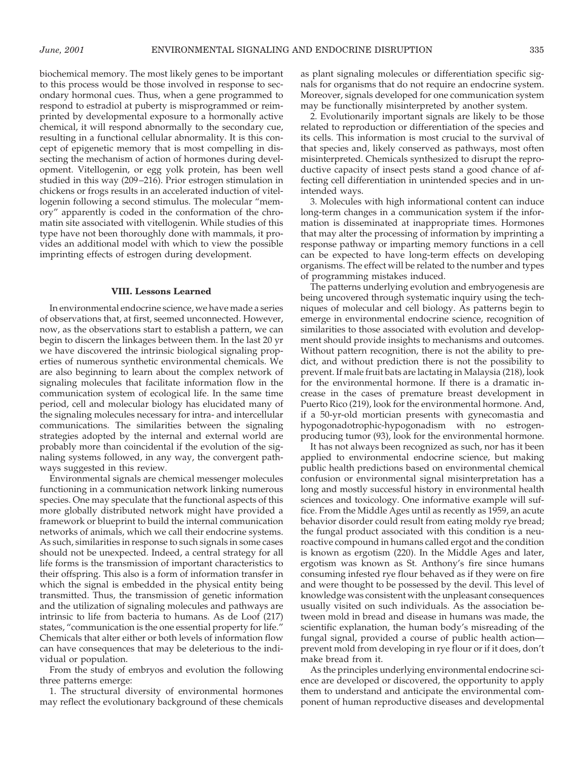biochemical memory. The most likely genes to be important to this process would be those involved in response to secondary hormonal cues. Thus, when a gene programmed to respond to estradiol at puberty is misprogrammed or reimprinted by developmental exposure to a hormonally active chemical, it will respond abnormally to the secondary cue, resulting in a functional cellular abnormality. It is this concept of epigenetic memory that is most compelling in dissecting the mechanism of action of hormones during development. Vitellogenin, or egg yolk protein, has been well studied in this way (209–216). Prior estrogen stimulation in chickens or frogs results in an accelerated induction of vitellogenin following a second stimulus. The molecular "memory" apparently is coded in the conformation of the chromatin site associated with vitellogenin. While studies of this type have not been thoroughly done with mammals, it provides an additional model with which to view the possible imprinting effects of estrogen during development.

## VIII. Lessons Learned

In environmental endocrine science, we have made a series of observations that, at first, seemed unconnected. However, now, as the observations start to establish a pattern, we can begin to discern the linkages between them. In the last 20 yr we have discovered the intrinsic biological signaling properties of numerous synthetic environmental chemicals. We are also beginning to learn about the complex network of signaling molecules that facilitate information flow in the communication system of ecological life. In the same time period, cell and molecular biology has elucidated many of the signaling molecules necessary for intra- and intercellular communications. The similarities between the signaling strategies adopted by the internal and external world are probably more than coincidental if the evolution of the signaling systems followed, in any way, the convergent pathways suggested in this review.

Environmental signals are chemical messenger molecules functioning in a communication network linking numerous species. One may speculate that the functional aspects of this more globally distributed network might have provided a framework or blueprint to build the internal communication networks of animals, which we call their endocrine systems. As such, similarities in response to such signals in some cases should not be unexpected. Indeed, a central strategy for all life forms is the transmission of important characteristics to their offspring. This also is a form of information transfer in which the signal is embedded in the physical entity being transmitted. Thus, the transmission of genetic information and the utilization of signaling molecules and pathways are intrinsic to life from bacteria to humans. As de Loof (217) states, "communication is the one essential property for life." Chemicals that alter either or both levels of information flow can have consequences that may be deleterious to the individual or population.

From the study of embryos and evolution the following three patterns emerge:

1. The structural diversity of environmental hormones may reflect the evolutionary background of these chemicals as plant signaling molecules or differentiation specific signals for organisms that do not require an endocrine system. Moreover, signals developed for one communication system may be functionally misinterpreted by another system.

2. Evolutionarily important signals are likely to be those related to reproduction or differentiation of the species and its cells. This information is most crucial to the survival of that species and, likely conserved as pathways, most often misinterpreted. Chemicals synthesized to disrupt the reproductive capacity of insect pests stand a good chance of affecting cell differentiation in unintended species and in unintended ways.

3. Molecules with high informational content can induce long-term changes in a communication system if the information is disseminated at inappropriate times. Hormones that may alter the processing of information by imprinting a response pathway or imparting memory functions in a cell can be expected to have long-term effects on developing organisms. The effect will be related to the number and types of programming mistakes induced.

The patterns underlying evolution and embryogenesis are being uncovered through systematic inquiry using the techniques of molecular and cell biology. As patterns begin to emerge in environmental endocrine science, recognition of similarities to those associated with evolution and development should provide insights to mechanisms and outcomes. Without pattern recognition, there is not the ability to predict, and without prediction there is not the possibility to prevent. If male fruit bats are lactating in Malaysia (218), look for the environmental hormone. If there is a dramatic increase in the cases of premature breast development in Puerto Rico (219), look for the environmental hormone. And, if a 50-yr-old mortician presents with gynecomastia and hypogonadotrophic-hypogonadism with no estrogen-producing tumor (93), look for the environmental hormone.

It has not always been recognized as such, nor has it been applied to environmental endocrine science, but making public health predictions based on environmental chemical confusion or environmental signal misinterpretation has a long and mostly successful history in environmental health sciences and toxicology. One informative example will suffice. From the Middle Ages until as recently as 1959, an acute behavior disorder could result from eating moldy rye bread; the fungal product associated with this condition is a neuroactive compound in humans called ergot and the condition is known as ergotism (220). In the Middle Ages and later, ergotism was known as St. Anthony's fire since humans consuming infested rye flour behaved as if they were on fire and were thought to be possessed by the devil. This level of knowledge was consistent with the unpleasant consequences usually visited on such individuals. As the association between mold in bread and disease in humans was made, the scientific explanation, the human body's misreading of the fungal signal, provided a course of public health action—prevent mold from developing in rye flour or if it does, don't make bread from it.

As the principles underlying environmental endocrine science are developed or discovered, the opportunity to apply them to understand and anticipate the environmental component of human reproductive diseases and developmental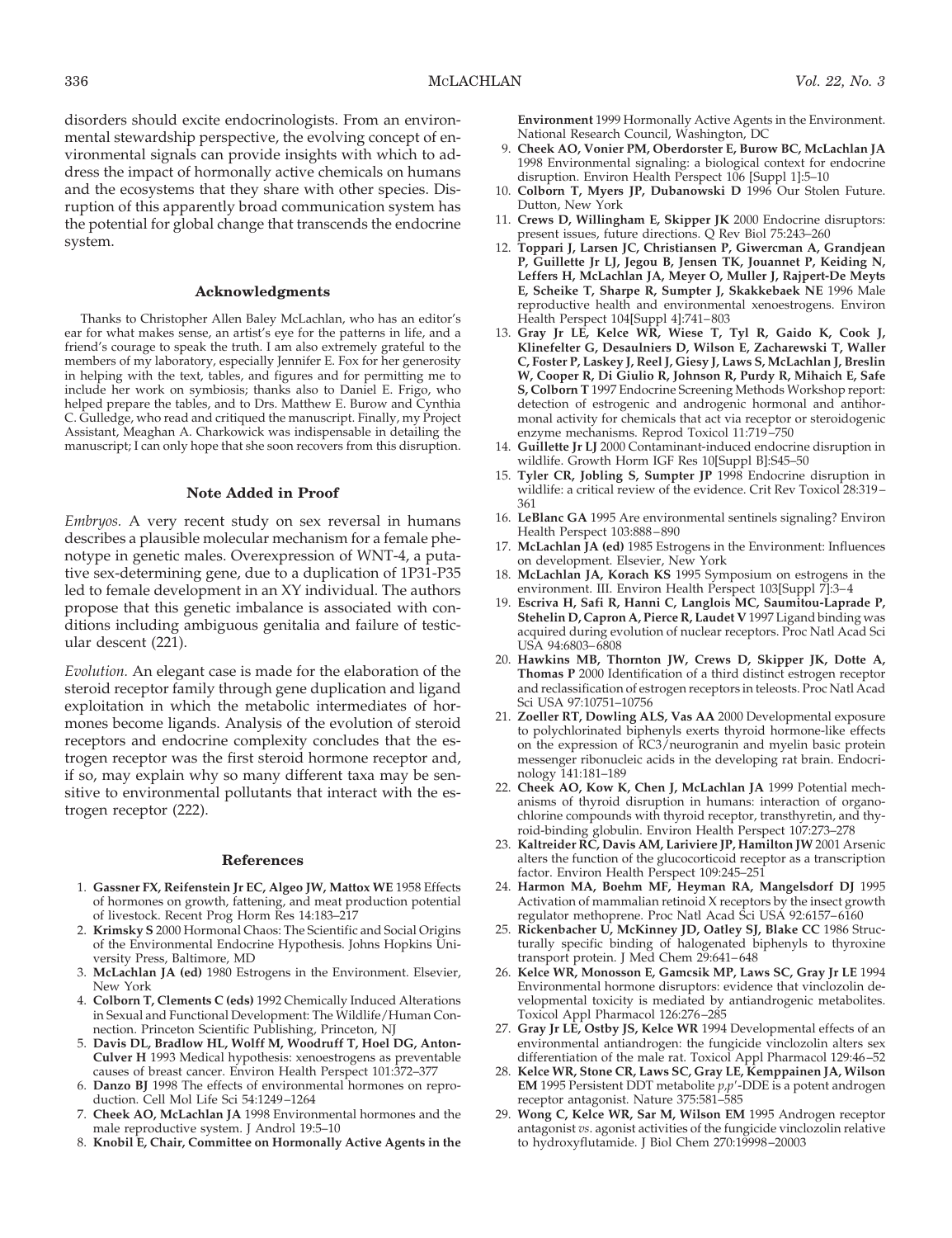disorders should excite endocrinologists. From an environmental stewardship perspective, the evolving concept of environmental signals can provide insights with which to address the impact of hormonally active chemicals on humans and the ecosystems that they share with other species. Disruption of this apparently broad communication system has the potential for global change that transcends the endocrine system.

## Acknowledgments

Thanks to Christopher Allen Baley McLachlan, who has an editor's ear for what makes sense, an artist's eye for the patterns in life, and a friend's courage to speak the truth. I am also extremely grateful to the members of my laboratory, especially Jennifer E. Fox for her generosity in helping with the text, tables, and figures and for permitting me to include her work on symbiosis; thanks also to Daniel E. Frigo, who helped prepare the tables, and to Drs. Matthew E. Burow and Cynthia C. Gulledge, who read and critiqued the manuscript. Finally, my Project Assistant, Meaghan A. Charkowick was indispensable in detailing the manuscript; I can only hope that she soon recovers from this disruption.

## Note Added in Proof

*Embryos.* A very recent study on sex reversal in humans describes a plausible molecular mechanism for a female phenotype in genetic males. Overexpression of WNT-4, a putative sex-determining gene, due to a duplication of 1P31-P35 led to female development in an XY individual. The authors propose that this genetic imbalance is associated with conditions including ambiguous genitalia and failure of testicular descent (221).

*Evolution.* An elegant case is made for the elaboration of the steroid receptor family through gene duplication and ligand exploitation in which the metabolic intermediates of hormones become ligands. Analysis of the evolution of steroid receptors and endocrine complexity concludes that the estrogen receptor was the first steroid hormone receptor and, if so, may explain why so many different taxa may be sensitive to environmental pollutants that interact with the estrogen receptor (222).

## References

1. **Gassner FX, Reifenstein Jr EC, Algeo JW, Mattox WE** 1958 Effects of hormones on growth, fattening, and meat production potential of livestock. Recent Prog Horm Res 14:183–217
2. **Krimsky S** 2000 Hormonal Chaos: The Scientific and Social Origins of the Environmental Endocrine Hypothesis. Johns Hopkins University Press, Baltimore, MD
3. **McLachlan JA (ed)** 1980 Estrogens in the Environment. Elsevier, New York
4. **Colborn T, Clements C (eds)** 1992 Chemically Induced Alterations in Sexual and Functional Development: The Wildlife/Human Connection. Princeton Scientific Publishing, Princeton, NJ
5. **Davis DL, Bradlow HL, Wolff M, Woodruff T, Hoel DG, Anton-Culver H** 1993 Medical hypothesis: xenoestrogens as preventable causes of breast cancer. Environ Health Perspect 101:372–377
6. **Danzo BJ** 1998 The effects of environmental hormones on reproduction. Cell Mol Life Sci 54:1249–1264
7. **Cheek AO, McLachlan JA** 1998 Environmental hormones and the male reproductive system. J Androl 19:5–10
8. **Knobil E, Chair, Committee on Hormonally Active Agents in the Environment** 1999 Hormonally Active Agents in the Environment. National Research Council, Washington, DC
9. **Cheek AO, Vonier PM, Oberdorster E, Burow BC, McLachlan JA** 1998 Environmental signaling: a biological context for endocrine disruption. Environ Health Perspect 106 [Suppl 1]:5–10
10. **Colborn T, Myers JP, Dubanowski D** 1996 Our Stolen Future. Dutton, New York
11. **Crews D, Willingham E, Skipper JK** 2000 Endocrine disruptors: present issues, future directions. Q Rev Biol 75:243–260
12. **Toppari J, Larsen JC, Christiansen P, Giwercman A, Grandjean P, Guillette Jr LJ, Jegou B, Jensen TK, Jouannet P, Keiding N, Leffers H, McLachlan JA, Meyer O, Muller J, Rajpert-De Meyts E, Scheike T, Sharpe R, Sumpter J, Skakkebaek NE** 1996 Male reproductive health and environmental xenoestrogens. Environ Health Perspect 104[Suppl 4]:741–803
13. **Gray Jr LE, Kelce WR, Wiese T, Tyl R, Gaido K, Cook J, Klinefelter G, Desaulniers D, Wilson E, Zacharewski T, Waller C, Foster P, Laskey J, Reel J, Giesy J, Laws S, McLachlan J, Breslin W, Cooper R, Di Giulio R, Johnson R, Purdy R, Mihaich E, Safe S, Colborn T** 1997 Endocrine Screening Methods Workshop report: detection of estrogenic and androgenic hormonal and antihormonal activity for chemicals that act via receptor or steroidogenic enzyme mechanisms. Reprod Toxicol 11:719–750
14. **Guillette Jr LJ** 2000 Contaminant-induced endocrine disruption in wildlife. Growth Horm IGF Res 10[Suppl B]:S45–50
15. **Tyler CR, Jobling S, Sumpter JP** 1998 Endocrine disruption in wildlife: a critical review of the evidence. Crit Rev Toxicol 28:319–361
16. **LeBlanc GA** 1995 Are environmental sentinels signaling? Environ Health Perspect 103:888–890
17. **McLachlan JA (ed)** 1985 Estrogens in the Environment: Influences on development. Elsevier, New York
18. **McLachlan JA, Korach KS** 1995 Symposium on estrogens in the environment. III. Environ Health Perspect 103[Suppl 7]:3–4
19. **Escriva H, Safi R, Hanni C, Langlois MC, Saumitou-Laprade P, Stehelin D, Capron A, Pierce R, Laudet V** 1997 Ligand binding was acquired during evolution of nuclear receptors. Proc Natl Acad Sci USA 94:6803–6808
20. **Hawkins MB, Thornton JW, Crews D, Skipper JK, Dotte A, Thomas P** 2000 Identification of a third distinct estrogen receptor and reclassification of estrogen receptors in teleosts. Proc Natl Acad Sci USA 97:10751–10756
21. **Zoeller RT, Dowling ALS, Vas AA** 2000 Developmental exposure to polychlorinated biphenyls exerts thyroid hormone-like effects on the expression of RC3/neurogranin and myelin basic protein messenger ribonucleic acids in the developing rat brain. Endocrinology 141:181–189
22. **Cheek AO, Kow K, Chen J, McLachlan JA** 1999 Potential mechanisms of thyroid disruption in humans: interaction of organochlorine compounds with thyroid receptor, transthyretin, and thyroid-binding globulin. Environ Health Perspect 107:273–278
23. **Kaltreider RC, Davis AM, Lariviere JP, Hamilton JW** 2001 Arsenic alters the function of the glucocorticoid receptor as a transcription factor. Environ Health Perspect 109:245–251
24. **Harmon MA, Boehm MF, Heyman RA, Mangelsdorf DJ** 1995 Activation of mammalian retinoid X receptors by the insect growth regulator methoprene. Proc Natl Acad Sci USA 92:6157–6160
25. **Rickenbacher U, McKinney JD, Oatley SJ, Blake CC** 1986 Structurally specific binding of halogenated biphenyls to thyroxine transport protein. J Med Chem 29:641–648
26. **Kelce WR, Monosson E, Gamcsik MP, Laws SC, Gray Jr LE** 1994 Environmental hormone disruptors: evidence that vinclozolin developmental toxicity is mediated by antiandrogenic metabolites. Toxicol Appl Pharmacol 126:276–285
27. **Gray Jr LE, Ostby JS, Kelce WR** 1994 Developmental effects of an environmental antiandrogen: the fungicide vinclozolin alters sex differentiation of the male rat. Toxicol Appl Pharmacol 129:46–52
28. **Kelce WR, Stone CR, Laws SC, Gray LE, Kemppainen JA, Wilson EM** 1995 Persistent DDT metabolite *p,p′*-DDE is a potent androgen receptor antagonist. Nature 375:581–585
29. **Wong C, Kelce WR, Sar M, Wilson EM** 1995 Androgen receptor antagonist *vs.* agonist activities of the fungicide vinclozolin relative to hydroxyflutamide. J Biol Chem 270:19998–20003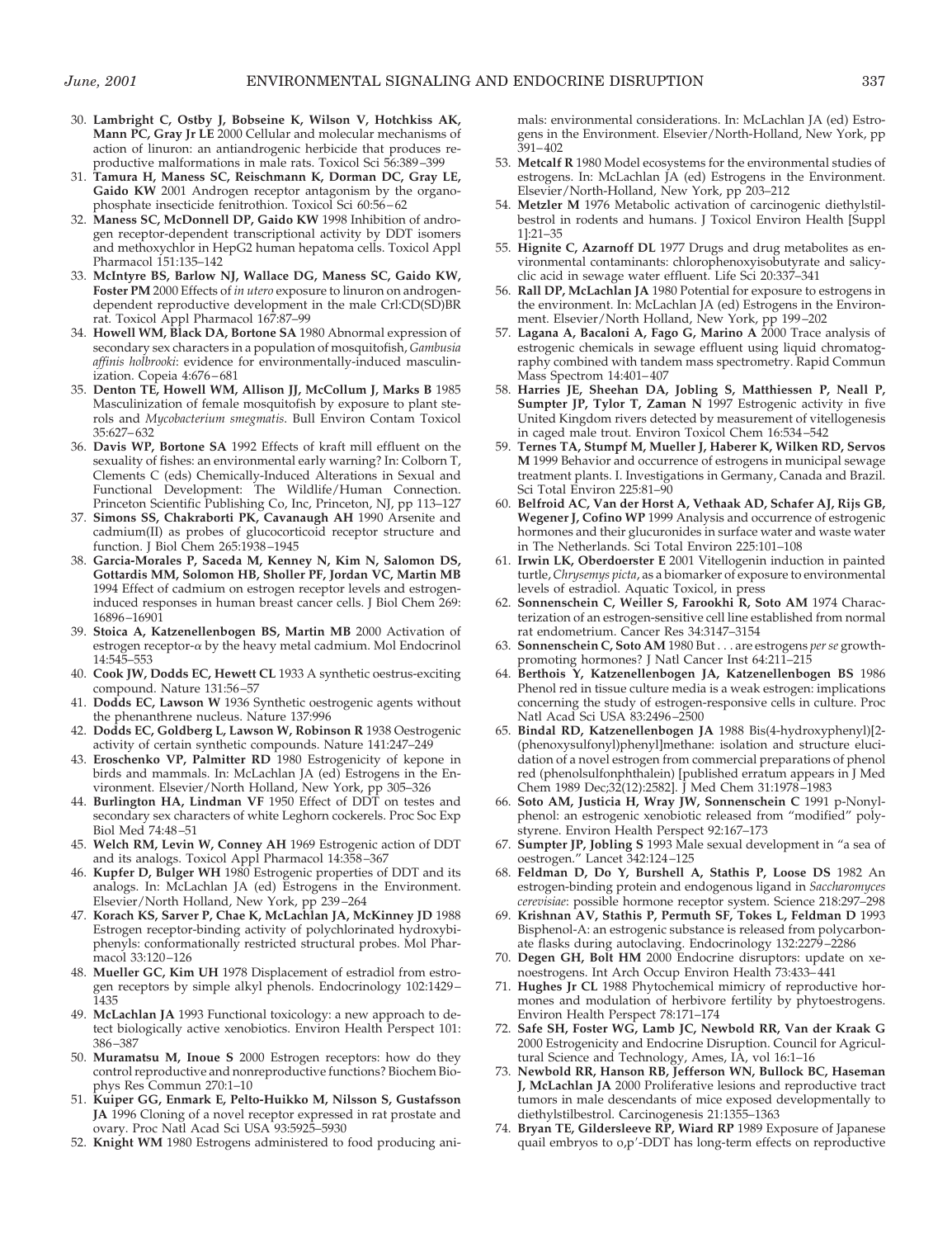30. **Lambright C, Ostby J, Bobseine K, Wilson V, Hotchkiss AK, Mann PC, Gray Jr LE** 2000 Cellular and molecular mechanisms of action of linuron: an antiandrogenic herbicide that produces reproductive malformations in male rats. Toxicol Sci 56:389–399
31. **Tamura H, Maness SC, Reischmann K, Dorman DC, Gray LE, Gaido KW** 2001 Androgen receptor antagonism by the organophosphate insecticide fenitrothion. Toxicol Sci 60:56–62
32. **Maness SC, McDonnell DP, Gaido KW** 1998 Inhibition of androgen receptor-dependent transcriptional activity by DDT isomers and methoxychlor in HepG2 human hepatoma cells. Toxicol Appl Pharmacol 151:135–142
33. **McIntyre BS, Barlow NJ, Wallace DG, Maness SC, Gaido KW, Foster PM** 2000 Effects of *in utero* exposure to linuron on androgen-dependent reproductive development in the male Crl:CD(SD)BR rat. Toxicol Appl Pharmacol 167:87–99
34. **Howell WM, Black DA, Bortone SA** 1980 Abnormal expression of secondary sex characters in a population of mosquitofish, *Gambusia affinis holbrooki*: evidence for environmentally-induced masculinization. Copeia 4:676–681
35. **Denton TE, Howell WM, Allison JJ, McCollum J, Marks B** 1985 Masculinization of female mosquitofish by exposure to plant sterols and *Mycobacterium smegmatis*. Bull Environ Contam Toxicol 35:627–632
36. **Davis WP, Bortone SA** 1992 Effects of kraft mill effluent on the sexuality of fishes: an environmental early warning? In: Colborn T, Clements C (eds) Chemically-Induced Alterations in Sexual and Functional Development: The Wildlife/Human Connection. Princeton Scientific Publishing Co, Inc, Princeton, NJ, pp 113–127
37. **Simons SS, Chakraborti PK, Cavanaugh AH** 1990 Arsenite and cadmium(II) as probes of glucocorticoid receptor structure and function. J Biol Chem 265:1938–1945
38. **Garcia-Morales P, Saceda M, Kenney N, Kim N, Salomon DS, Gottardis MM, Solomon HB, Sholler PF, Jordan VC, Martin MB** 1994 Effect of cadmium on estrogen receptor levels and estrogen-induced responses in human breast cancer cells. J Biol Chem 269:16896–16901
39. **Stoica A, Katzenellenbogen BS, Martin MB** 2000 Activation of estrogen receptor-$\alpha$ by the heavy metal cadmium. Mol Endocrinol 14:545–553
40. **Cook JW, Dodds EC, Hewett CL** 1933 A synthetic oestrus-exciting compound. Nature 131:56–57
41. **Dodds EC, Lawson W** 1936 Synthetic oestrogenic agents without the phenanthrene nucleus. Nature 137:996
42. **Dodds EC, Goldberg L, Lawson W, Robinson R** 1938 Oestrogenic activity of certain synthetic compounds. Nature 141:247–249
43. **Eroschenko VP, Palmitter RD** 1980 Estrogenicity of kepone in birds and mammals. In: McLachlan JA (ed) Estrogens in the Environment. Elsevier/North Holland, New York, pp 305–326
44. **Burlington HA, Lindman VF** 1950 Effect of DDT on testes and secondary sex characters of white Leghorn cockerels. Proc Soc Exp Biol Med 74:48–51
45. **Welch RM, Levin W, Conney AH** 1969 Estrogenic action of DDT and its analogs. Toxicol Appl Pharmacol 14:358–367
46. **Kupfer D, Bulger WH** 1980 Estrogenic properties of DDT and its analogs. In: McLachlan JA (ed) Estrogens in the Environment. Elsevier/North Holland, New York, pp 239–264
47. **Korach KS, Sarver P, Chae K, McLachlan JA, McKinney JD** 1988 Estrogen receptor-binding activity of polychlorinated hydroxybiphenyls: conformationally restricted structural probes. Mol Pharmacol 33:120–126
48. **Mueller GC, Kim UH** 1978 Displacement of estradiol from estrogen receptors by simple alkyl phenols. Endocrinology 102:1429–1435
49. **McLachlan JA** 1993 Functional toxicology: a new approach to detect biologically active xenobiotics. Environ Health Perspect 101:386–387
50. **Muramatsu M, Inoue S** 2000 Estrogen receptors: how do they control reproductive and nonreproductive functions? Biochem Biophys Res Commun 270:1–10
51. **Kuiper GG, Enmark E, Pelto-Huikko M, Nilsson S, Gustafsson JA** 1996 Cloning of a novel receptor expressed in rat prostate and ovary. Proc Natl Acad Sci USA 93:5925–5930
52. **Knight WM** 1980 Estrogens administered to food producing animals: environmental considerations. In: McLachlan JA (ed) Estrogens in the Environment. Elsevier/North-Holland, New York, pp 391–402
53. **Metcalf R** 1980 Model ecosystems for the environmental studies of estrogens. In: McLachlan JA (ed) Estrogens in the Environment. Elsevier/North-Holland, New York, pp 203–212
54. **Metzler M** 1976 Metabolic activation of carcinogenic diethylstilbestrol in rodents and humans. J Toxicol Environ Health [Suppl 1]:21–35
55. **Hignite C, Azarnoff DL** 1977 Drugs and drug metabolites as environmental contaminants: chlorophenoxyisobutyrate and salicyclic acid in sewage water effluent. Life Sci 20:337–341
56. **Rall DP, McLachlan JA** 1980 Potential for exposure to estrogens in the environment. In: McLachlan JA (ed) Estrogens in the Environment. Elsevier/North Holland, New York, pp 199–202
57. **Lagana A, Bacaloni A, Fago G, Marino A** 2000 Trace analysis of estrogenic chemicals in sewage effluent using liquid chromatography combined with tandem mass spectrometry. Rapid Commun Mass Spectrom 14:401–407
58. **Harries JE, Sheehan DA, Jobling S, Matthiessen P, Neall P, Sumpter JP, Tylor T, Zaman N** 1997 Estrogenic activity in five United Kingdom rivers detected by measurement of vitellogenesis in caged male trout. Environ Toxicol Chem 16:534–542
59. **Ternes TA, Stumpf M, Mueller J, Haberer K, Wilken RD, Servos M** 1999 Behavior and occurrence of estrogens in municipal sewage treatment plants. I. Investigations in Germany, Canada and Brazil. Sci Total Environ 225:81–90
60. **Belfroid AC, Van der Horst A, Vethaak AD, Schafer AJ, Rijs GB, Wegener J, Cofino WP** 1999 Analysis and occurrence of estrogenic hormones and their glucuronides in surface water and waste water in The Netherlands. Sci Total Environ 225:101–108
61. **Irwin LK, Oberdoerster E** 2001 Vitellogenin induction in painted turtle, *Chrysemys picta*, as a biomarker of exposure to environmental levels of estradiol. Aquatic Toxicol, in press
62. **Sonnenschein C, Weiller S, Farookhi R, Soto AM** 1974 Characterization of an estrogen-sensitive cell line established from normal rat endometrium. Cancer Res 34:3147–3154
63. **Sonnenschein C, Soto AM** 1980 But . . . are estrogens *per se* growth-promoting hormones? J Natl Cancer Inst 64:211–215
64. **Berthois Y, Katzenellenbogen JA, Katzenellenbogen BS** 1986 Phenol red in tissue culture media is a weak estrogen: implications concerning the study of estrogen-responsive cells in culture. Proc Natl Acad Sci USA 83:2496–2500
65. **Bindal RD, Katzenellenbogen JA** 1988 Bis(4-hydroxyphenyl)[2-(phenoxysulfonyl)phenyl]methane: isolation and structure elucidation of a novel estrogen from commercial preparations of phenol red (phenolsulfonphthalein) [published erratum appears in J Med Chem 1989 Dec;32(12):2582]. J Med Chem 31:1978–1983
66. **Soto AM, Justicia H, Wray JW, Sonnenschein C** 1991 p-Nonylphenol: an estrogenic xenobiotic released from "modified" polystyrene. Environ Health Perspect 92:167–173
67. **Sumpter JP, Jobling S** 1993 Male sexual development in "a sea of oestrogen." Lancet 342:124–125
68. **Feldman D, Do Y, Burshell A, Stathis P, Loose DS** 1982 An estrogen-binding protein and endogenous ligand in *Saccharomyces cerevisiae*: possible hormone receptor system. Science 218:297–298
69. **Krishnan AV, Stathis P, Permuth SF, Tokes L, Feldman D** 1993 Bisphenol-A: an estrogenic substance is released from polycarbonate flasks during autoclaving. Endocrinology 132:2279–2286
70. **Degen GH, Bolt HM** 2000 Endocrine disruptors: update on xenoestrogens. Int Arch Occup Environ Health 73:433–441
71. **Hughes Jr CL** 1988 Phytochemical mimicry of reproductive hormones and modulation of herbivore fertility by phytoestrogens. Environ Health Perspect 78:171–174
72. **Safe SH, Foster WG, Lamb JC, Newbold RR, Van der Kraak G** 2000 Estrogenicity and Endocrine Disruption. Council for Agricultural Science and Technology, Ames, IA, vol 16:1–16
73. **Newbold RR, Hanson RB, Jefferson WN, Bullock BC, Haseman J, McLachlan JA** 2000 Proliferative lesions and reproductive tract tumors in male descendants of mice exposed developmentally to diethylstilbestrol. Carcinogenesis 21:1355–1363
74. **Bryan TE, Gildersleeve RP, Wiard RP** 1989 Exposure of Japanese quail embryos to o,p′-DDT has long-term effects on reproductive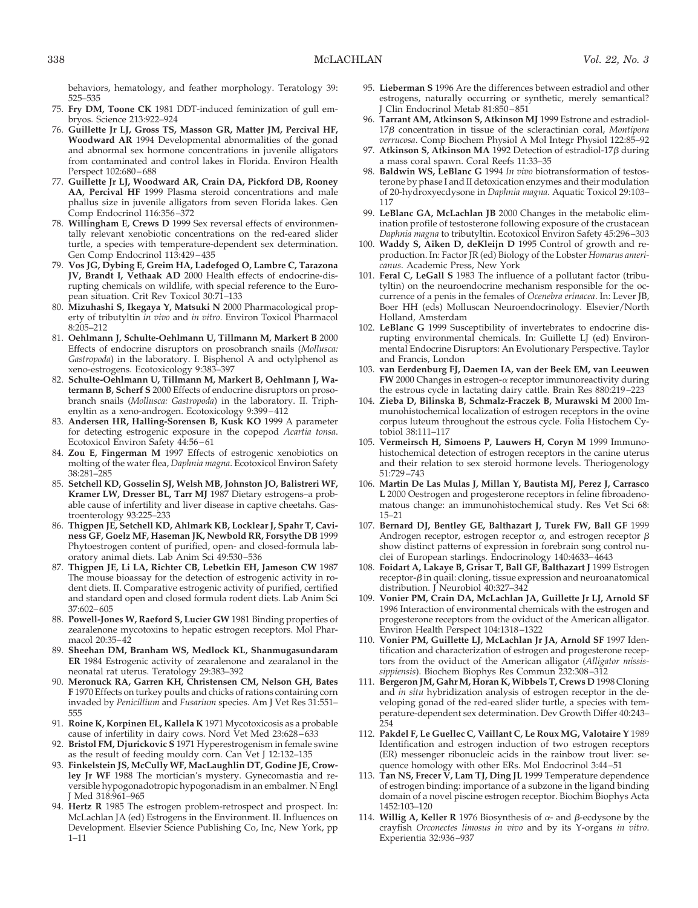behaviors, hematology, and feather morphology. Teratology 39: 525–535

75. **Fry DM, Toone CK** 1981 DDT-induced feminization of gull embryos. Science 213:922–924
76. **Guillette Jr LJ, Gross TS, Masson GR, Matter JM, Percival HF, Woodward AR** 1994 Developmental abnormalities of the gonad and abnormal sex hormone concentrations in juvenile alligators from contaminated and control lakes in Florida. Environ Health Perspect 102:680–688
77. **Guillette Jr LJ, Woodward AR, Crain DA, Pickford DB, Rooney AA, Percival HF** 1999 Plasma steroid concentrations and male phallus size in juvenile alligators from seven Florida lakes. Gen Comp Endocrinol 116:356–372
78. **Willingham E, Crews D** 1999 Sex reversal effects of environmentally relevant xenobiotic concentrations on the red-eared slider turtle, a species with temperature-dependent sex determination. Gen Comp Endocrinol 113:429–435
79. **Vos JG, Dybing E, Greim HA, Ladefoged O, Lambre C, Tarazona JV, Brandt I, Vethaak AD** 2000 Health effects of endocrine-disrupting chemicals on wildlife, with special reference to the European situation. Crit Rev Toxicol 30:71–133
80. **Mizuhashi S, Ikegaya Y, Matsuki N** 2000 Pharmacological property of tributyltin *in vivo* and *in vitro*. Environ Toxicol Pharmacol 8:205–212
81. **Oehlmann J, Schulte-Oehlmann U, Tillmann M, Markert B** 2000 Effects of endocrine disruptors on prosobranch snails (*Mollusca: Gastropoda*) in the laboratory. I. Bisphenol A and octylphenol as xeno-estrogens. Ecotoxicology 9:383–397
82. **Schulte-Oehlmann U, Tillmann M, Markert B, Oehlmann J, Watermann B, Scherf S** 2000 Effects of endocrine disruptors on prosobranch snails (*Mollusca: Gastropoda*) in the laboratory. II. Triphenyltin as a xeno-androgen. Ecotoxicology 9:399–412
83. **Andersen HR, Halling-Sorensen B, Kusk KO** 1999 A parameter for detecting estrogenic exposure in the copepod *Acartia tonsa*. Ecotoxicol Environ Safety 44:56–61
84. **Zou E, Fingerman M** 1997 Effects of estrogenic xenobiotics on molting of the water flea, *Daphnia magna*. Ecotoxicol Environ Safety 38:281–285
85. **Setchell KD, Gosselin SJ, Welsh MB, Johnston JO, Balistreri WF, Kramer LW, Dresser BL, Tarr MJ** 1987 Dietary estrogens–a probable cause of infertility and liver disease in captive cheetahs. Gastroenterology 93:225–233
86. **Thigpen JE, Setchell KD, Ahlmark KB, Locklear J, Spahr T, Caviness GF, Goelz MF, Haseman JK, Newbold RR, Forsythe DB** 1999 Phytoestrogen content of purified, open- and closed-formula laboratory animal diets. Lab Anim Sci 49:530–536
87. **Thigpen JE, Li LA, Richter CB, Lebetkin EH, Jameson CW** 1987 The mouse bioassay for the detection of estrogenic activity in rodent diets. II. Comparative estrogenic activity of purified, certified and standard open and closed formula rodent diets. Lab Anim Sci 37:602–605
88. **Powell-Jones W, Raeford S, Lucier GW** 1981 Binding properties of zearalenone mycotoxins to hepatic estrogen receptors. Mol Pharmacol 20:35–42
89. **Sheehan DM, Branham WS, Medlock KL, Shanmugasundaram ER** 1984 Estrogenic activity of zearalenone and zearalanol in the neonatal rat uterus. Teratology 29:383–392
90. **Meronuck RA, Garren KH, Christensen CM, Nelson GH, Bates F** 1970 Effects on turkey poults and chicks of rations containing corn invaded by *Penicillium* and *Fusarium* species. Am J Vet Res 31:551–555
91. **Roine K, Korpinen EL, Kallela K** 1971 Mycotoxicosis as a probable cause of infertility in dairy cows. Nord Vet Med 23:628–633
92. **Bristol FM, Djurickovic S** 1971 Hyperestrogenism in female swine as the result of feeding mouldy corn. Can Vet J 12:132–135
93. **Finkelstein JS, McCully WF, MacLaughlin DT, Godine JE, Crowley Jr WF** 1988 The mortician's mystery. Gynecomastia and reversible hypogonadotropic hypogonadism in an embalmer. N Engl J Med 318:961–965
94. **Hertz R** 1985 The estrogen problem-retrospect and prospect. In: McLachlan JA (ed) Estrogens in the Environment. II. Influences on Development. Elsevier Science Publishing Co, Inc, New York, pp 1–11
95. **Lieberman S** 1996 Are the differences between estradiol and other estrogens, naturally occurring or synthetic, merely semantical? J Clin Endocrinol Metab 81:850–851
96. **Tarrant AM, Atkinson S, Atkinson MJ** 1999 Estrone and estradiol-17$\beta$ concentration in tissue of the scleractinian coral, *Montipora verrucosa*. Comp Biochem Physiol A Mol Integr Physiol 122:85–92
97. **Atkinson S, Atkinson MA** 1992 Detection of estradiol-17$\beta$ during a mass coral spawn. Coral Reefs 11:33–35
98. **Baldwin WS, LeBlanc G** 1994 *In vivo* biotransformation of testosterone by phase I and II detoxication enzymes and their modulation of 20-hydroxyecdysone in *Daphnia magna*. Aquatic Toxicol 29:103–117
99. **LeBlanc GA, McLachlan JB** 2000 Changes in the metabolic elimination profile of testosterone following exposure of the crustacean *Daphnia magna* to tributyltin. Ecotoxicol Environ Safety 45:296–303
100. **Waddy S, Aiken D, deKleijn D** 1995 Control of growth and reproduction. In: Factor JR (ed) Biology of the Lobster *Homarus americanus*. Academic Press, New York
101. **Feral C, LeGall S** 1983 The influence of a pollutant factor (tributyltin) on the neuroendocrine mechanism responsible for the occurrence of a penis in the females of *Ocenebra erinacea*. In: Lever JB, Boer HH (eds) Molluscan Neuroendocrinology. Elsevier/North Holland, Amsterdam
102. **LeBlanc G** 1999 Susceptibility of invertebrates to endocrine disrupting environmental chemicals. In: Guillette LJ (ed) Environmental Endocrine Disruptors: An Evolutionary Perspective. Taylor and Francis, London
103. **van Eerdenburg FJ, Daemen IA, van der Beek EM, van Leeuwen FW** 2000 Changes in estrogen-$\alpha$ receptor immunoreactivity during the estrous cycle in lactating dairy cattle. Brain Res 880:219–223
104. **Zieba D, Bilinska B, Schmalz-Fraczek B, Murawski M** 2000 Immunohistochemical localization of estrogen receptors in the ovine corpus luteum throughout the estrous cycle. Folia Histochem Cytobiol 38:111–117
105. **Vermeirsch H, Simoens P, Lauwers H, Coryn M** 1999 Immunohistochemical detection of estrogen receptors in the canine uterus and their relation to sex steroid hormone levels. Theriogenology 51:729–743
106. **Martin De Las Mulas J, Millan Y, Bautista MJ, Perez J, Carrasco L** 2000 Oestrogen and progesterone receptors in feline fibroadenomatous change: an immunohistochemical study. Res Vet Sci 68: 15–21
107. **Bernard DJ, Bentley GE, Balthazart J, Turek FW, Ball GF** 1999 Androgen receptor, estrogen receptor $\alpha$, and estrogen receptor $\beta$ show distinct patterns of expression in forebrain song control nuclei of European starlings. Endocrinology 140:4633–4643
108. **Foidart A, Lakaye B, Grisar T, Ball GF, Balthazart J** 1999 Estrogen receptor-$\beta$ in quail: cloning, tissue expression and neuroanatomical distribution. J Neurobiol 40:327–342
109. **Vonier PM, Crain DA, McLachlan JA, Guillette Jr LJ, Arnold SF** 1996 Interaction of environmental chemicals with the estrogen and progesterone receptors from the oviduct of the American alligator. Environ Health Perspect 104:1318–1322
110. **Vonier PM, Guillette LJ, McLachlan Jr JA, Arnold SF** 1997 Identification and characterization of estrogen and progesterone receptors from the oviduct of the American alligator (*Alligator mississippiensis*). Biochem Biophys Res Commun 232:308–312
111. **Bergeron JM, Gahr M, Horan K, Wibbels T, Crews D** 1998 Cloning and *in situ* hybridization analysis of estrogen receptor in the developing gonad of the red-eared slider turtle, a species with temperature-dependent sex determination. Dev Growth Differ 40:243–254
112. **Pakdel F, Le Guellec C, Vaillant C, Le Roux MG, Valotaire Y** 1989 Identification and estrogen induction of two estrogen receptors (ER) messenger ribonucleic acids in the rainbow trout liver: sequence homology with other ERs. Mol Endocrinol 3:44–51
113. **Tan NS, Frecer V, Lam TJ, Ding JL** 1999 Temperature dependence of estrogen binding: importance of a subzone in the ligand binding domain of a novel piscine estrogen receptor. Biochim Biophys Acta 1452:103–120
114. **Willig A, Keller R** 1976 Biosynthesis of $\alpha$- and $\beta$-ecdysone by the crayfish *Orconectes limosus in vivo* and by its Y-organs *in vitro*. Experientia 32:936–937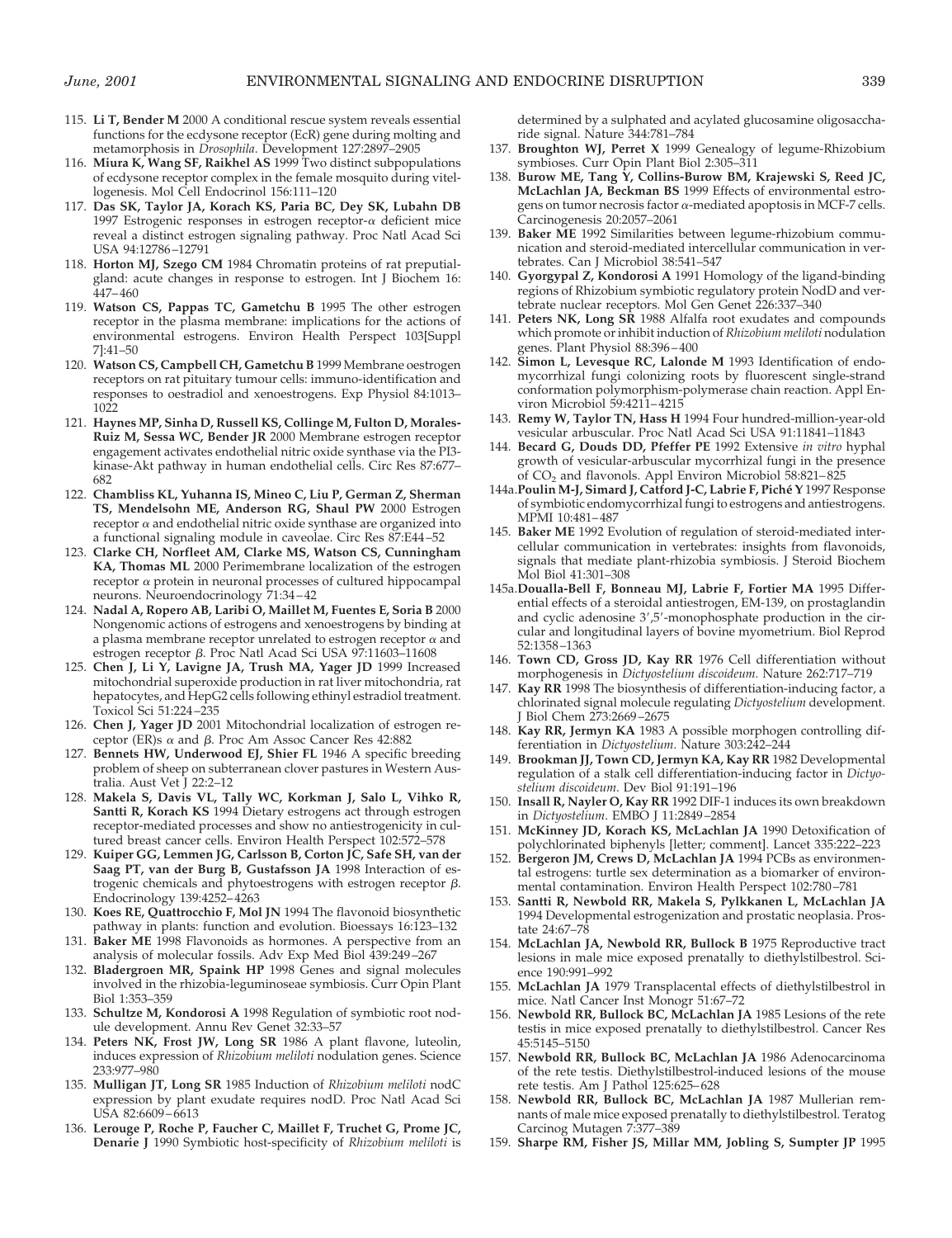115. **Li T, Bender M** 2000 A conditional rescue system reveals essential functions for the ecdysone receptor (EcR) gene during molting and metamorphosis in *Drosophila.* Development 127:2897–2905
116. **Miura K, Wang SF, Raikhel AS** 1999 Two distinct subpopulations of ecdysone receptor complex in the female mosquito during vitellogenesis. Mol Cell Endocrinol 156:111–120
117. **Das SK, Taylor JA, Korach KS, Paria BC, Dey SK, Lubahn DB** 1997 Estrogenic responses in estrogen receptor-$\alpha$ deficient mice reveal a distinct estrogen signaling pathway. Proc Natl Acad Sci USA 94:12786–12791
118. **Horton MJ, Szego CM** 1984 Chromatin proteins of rat preputial-gland: acute changes in response to estrogen. Int J Biochem 16: 447–460
119. **Watson CS, Pappas TC, Gametchu B** 1995 The other estrogen receptor in the plasma membrane: implications for the actions of environmental estrogens. Environ Health Perspect 103[Suppl 7]:41–50
120. **Watson CS, Campbell CH, Gametchu B** 1999 Membrane oestrogen receptors on rat pituitary tumour cells: immuno-identification and responses to oestradiol and xenoestrogens. Exp Physiol 84:1013–1022
121. **Haynes MP, Sinha D, Russell KS, Collinge M, Fulton D, Morales-Ruiz M, Sessa WC, Bender JR** 2000 Membrane estrogen receptor engagement activates endothelial nitric oxide synthase via the PI3-kinase-Akt pathway in human endothelial cells. Circ Res 87:677–682
122. **Chambliss KL, Yuhanna IS, Mineo C, Liu P, German Z, Sherman TS, Mendelsohn ME, Anderson RG, Shaul PW** 2000 Estrogen receptor $\alpha$ and endothelial nitric oxide synthase are organized into a functional signaling module in caveolae. Circ Res 87:E44–52
123. **Clarke CH, Norfleet AM, Clarke MS, Watson CS, Cunningham KA, Thomas ML** 2000 Perimembrane localization of the estrogen receptor $\alpha$ protein in neuronal processes of cultured hippocampal neurons. Neuroendocrinology 71:34–42
124. **Nadal A, Ropero AB, Laribi O, Maillet M, Fuentes E, Soria B** 2000 Nongenomic actions of estrogens and xenoestrogens by binding at a plasma membrane receptor unrelated to estrogen receptor $\alpha$ and estrogen receptor $\beta$. Proc Natl Acad Sci USA 97:11603–11608
125. **Chen J, Li Y, Lavigne JA, Trush MA, Yager JD** 1999 Increased mitochondrial superoxide production in rat liver mitochondria, rat hepatocytes, and HepG2 cells following ethinyl estradiol treatment. Toxicol Sci 51:224–235
126. **Chen J, Yager JD** 2001 Mitochondrial localization of estrogen receptor (ER)s $\alpha$ and $\beta$. Proc Am Assoc Cancer Res 42:882
127. **Bennets HW, Underwood EJ, Shier FL** 1946 A specific breeding problem of sheep on subterranean clover pastures in Western Australia. Aust Vet J 22:2–12
128. **Makela S, Davis VL, Tally WC, Korkman J, Salo L, Vihko R, Santti R, Korach KS** 1994 Dietary estrogens act through estrogen receptor-mediated processes and show no antiestrogenicity in cultured breast cancer cells. Environ Health Perspect 102:572–578
129. **Kuiper GG, Lemmen JG, Carlsson B, Corton JC, Safe SH, van der Saag PT, van der Burg B, Gustafsson JA** 1998 Interaction of estrogenic chemicals and phytoestrogens with estrogen receptor $\beta$. Endocrinology 139:4252–4263
130. **Koes RE, Quattrocchio F, Mol JN** 1994 The flavonoid biosynthetic pathway in plants: function and evolution. Bioessays 16:123–132
131. **Baker ME** 1998 Flavonoids as hormones. A perspective from an analysis of molecular fossils. Adv Exp Med Biol 439:249–267
132. **Bladergroen MR, Spaink HP** 1998 Genes and signal molecules involved in the rhizobia-leguminoseae symbiosis. Curr Opin Plant Biol 1:353–359
133. **Schultze M, Kondorosi A** 1998 Regulation of symbiotic root nodule development. Annu Rev Genet 32:33–57
134. **Peters NK, Frost JW, Long SR** 1986 A plant flavone, luteolin, induces expression of *Rhizobium meliloti* nodulation genes. Science 233:977–980
135. **Mulligan JT, Long SR** 1985 Induction of *Rhizobium meliloti* nodC expression by plant exudate requires nodD. Proc Natl Acad Sci USA 82:6609–6613
136. **Lerouge P, Roche P, Faucher C, Maillet F, Truchet G, Prome JC, Denarie J** 1990 Symbiotic host-specificity of *Rhizobium meliloti* is determined by a sulphated and acylated glucosamine oligosaccharide signal. Nature 344:781–784
137. **Broughton WJ, Perret X** 1999 Genealogy of legume-Rhizobium symbioses. Curr Opin Plant Biol 2:305–311
138. **Burow ME, Tang Y, Collins-Burow BM, Krajewski S, Reed JC, McLachlan JA, Beckman BS** 1999 Effects of environmental estrogens on tumor necrosis factor $\alpha$-mediated apoptosis in MCF-7 cells. Carcinogenesis 20:2057–2061
139. **Baker ME** 1992 Similarities between legume-rhizobium communication and steroid-mediated intercellular communication in vertebrates. Can J Microbiol 38:541–547
140. **Gyorgypal Z, Kondorosi A** 1991 Homology of the ligand-binding regions of Rhizobium symbiotic regulatory protein NodD and vertebrate nuclear receptors. Mol Gen Genet 226:337–340
141. **Peters NK, Long SR** 1988 Alfalfa root exudates and compounds which promote or inhibit induction of *Rhizobium meliloti* nodulation genes. Plant Physiol 88:396–400
142. **Simon L, Levesque RC, Lalonde M** 1993 Identification of endomycorrhizal fungi colonizing roots by fluorescent single-strand conformation polymorphism-polymerase chain reaction. Appl Environ Microbiol 59:4211–4215
143. **Remy W, Taylor TN, Hass H** 1994 Four hundred-million-year-old vesicular arbuscular. Proc Natl Acad Sci USA 91:11841–11843
144. **Becard G, Douds DD, Pfeffer PE** 1992 Extensive *in vitro* hyphal growth of vesicular-arbuscular mycorrhizal fungi in the presence of $CO_2$ and flavonols. Appl Environ Microbiol 58:821–825

144a. **Poulin M-J, Simard J, Catford J-C, Labrie F, Piché Y** 1997 Response of symbiotic endomycorrhizal fungi to estrogens and antiestrogens. MPMI 10:481–487

145. **Baker ME** 1992 Evolution of regulation of steroid-mediated intercellular communication in vertebrates: insights from flavonoids, signals that mediate plant-rhizobia symbiosis. J Steroid Biochem Mol Biol 41:301–308

145a. **Doualla-Bell F, Bonneau MJ, Labrie F, Fortier MA** 1995 Differential effects of a steroidal antiestrogen, EM-139, on prostaglandin and cyclic adenosine 3′,5′-monophosphate production in the circular and longitudinal layers of bovine myometrium. Biol Reprod 52:1358–1363

146. **Town CD, Gross JD, Kay RR** 1976 Cell differentiation without morphogenesis in *Dictyostelium discoideum.* Nature 262:717–719
147. **Kay RR** 1998 The biosynthesis of differentiation-inducing factor, a chlorinated signal molecule regulating *Dictyostelium* development. J Biol Chem 273:2669–2675
148. **Kay RR, Jermyn KA** 1983 A possible morphogen controlling differentiation in *Dictyostelium.* Nature 303:242–244
149. **Brookman JJ, Town CD, Jermyn KA, Kay RR** 1982 Developmental regulation of a stalk cell differentiation-inducing factor in *Dictyostelium discoideum.* Dev Biol 91:191–196
150. **Insall R, Nayler O, Kay RR** 1992 DIF-1 induces its own breakdown in *Dictyostelium.* EMBO J 11:2849–2854
151. **McKinney JD, Korach KS, McLachlan JA** 1990 Detoxification of polychlorinated biphenyls [letter; comment]. Lancet 335:222–223
152. **Bergeron JM, Crews D, McLachlan JA** 1994 PCBs as environmental estrogens: turtle sex determination as a biomarker of environmental contamination. Environ Health Perspect 102:780–781
153. **Santti R, Newbold RR, Makela S, Pylkkanen L, McLachlan JA** 1994 Developmental estrogenization and prostatic neoplasia. Prostate 24:67–78
154. **McLachlan JA, Newbold RR, Bullock B** 1975 Reproductive tract lesions in male mice exposed prenatally to diethylstilbestrol. Science 190:991–992
155. **McLachlan JA** 1979 Transplacental effects of diethylstilbestrol in mice. Natl Cancer Inst Monogr 51:67–72
156. **Newbold RR, Bullock BC, McLachlan JA** 1985 Lesions of the rete testis in mice exposed prenatally to diethylstilbestrol. Cancer Res 45:5145–5150
157. **Newbold RR, Bullock BC, McLachlan JA** 1986 Adenocarcinoma of the rete testis. Diethylstilbestrol-induced lesions of the mouse rete testis. Am J Pathol 125:625–628
158. **Newbold RR, Bullock BC, McLachlan JA** 1987 Mullerian remnants of male mice exposed prenatally to diethylstilbestrol. Teratog Carcinog Mutagen 7:377–389
159. **Sharpe RM, Fisher JS, Millar MM, Jobling S, Sumpter JP** 1995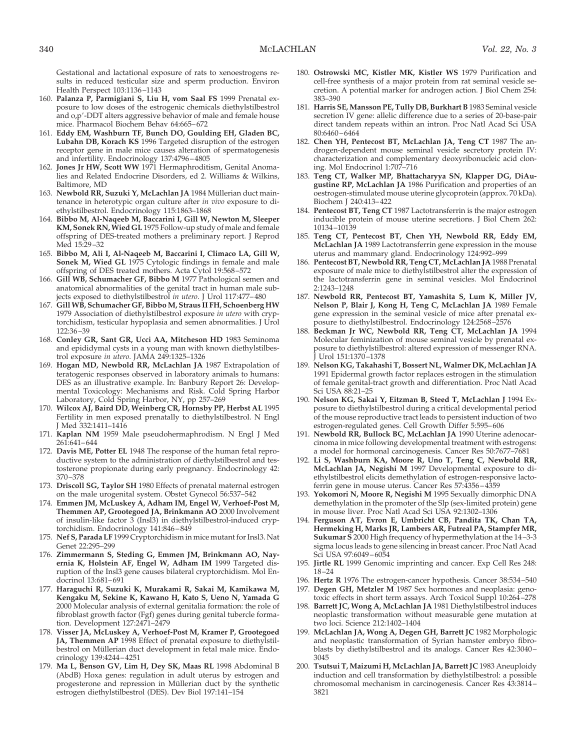Gestational and lactational exposure of rats to xenoestrogens results in reduced testicular size and sperm production. Environ Health Perspect 103:1136–1143

160. **Palanza P, Parmigiani S, Liu H, vom Saal FS** 1999 Prenatal exposure to low doses of the estrogenic chemicals diethylstilbestrol and o,p′-DDT alters aggressive behavior of male and female house mice. Pharmacol Biochem Behav 64:665–672
161. **Eddy EM, Washburn TF, Bunch DO, Goulding EH, Gladen BC, Lubahn DB, Korach KS** 1996 Targeted disruption of the estrogen receptor gene in male mice causes alteration of spermatogenesis and infertility. Endocrinology 137:4796–4805
162. **Jones Jr HW, Scott WW** 1971 Hermaphroditism, Genital Anomalies and Related Endocrine Disorders, ed 2. Williams & Wilkins, Baltimore, MD
163. **Newbold RR, Suzuki Y, McLachlan JA** 1984 Müllerian duct maintenance in heterotypic organ culture after *in vivo* exposure to diethylstilbestrol. Endocrinology 115:1863–1868
164. **Bibbo M, Al-Naqeeb M, Baccarini I, Gill W, Newton M, Sleeper KM, Sonek RN, Wied GL** 1975 Follow-up study of male and female offspring of DES-treated mothers a preliminary report. J Reprod Med 15:29–32
165. **Bibbo M, Ali I, Al-Naqeeb M, Baccarini I, Climaco LA, Gill W, Sonek M, Wied GL** 1975 Cytologic findings in female and male offspring of DES treated mothers. Acta Cytol 19:568–572
166. **Gill WB, Schumacher GF, Bibbo M** 1977 Pathological semen and anatomical abnormalities of the genital tract in human male subjects exposed to diethylstilbestrol *in utero*. J Urol 117:477–480
167. **Gill WB, Schumacher GF, Bibbo M, Straus II FH, Schoenberg HW** 1979 Association of diethylstilbestrol exposure *in utero* with cryptorchidism, testicular hypoplasia and semen abnormalities. J Urol 122:36–39
168. **Conley GR, Sant GR, Ucci AA, Mitcheson HD** 1983 Seminoma and epididymal cysts in a young man with known diethylstilbestrol exposure *in utero*. JAMA 249:1325–1326
169. **Hogan MD, Newbold RR, McLachlan JA** 1987 Extrapolation of teratogenic responses observed in laboratory animals to humans: DES as an illustrative example. In: Banbury Report 26: Developmental Toxicology: Mechanisms and Risk. Cold Spring Harbor Laboratory, Cold Spring Harbor, NY, pp 257–269
170. **Wilcox AJ, Baird DD, Weinberg CR, Hornsby PP, Herbst AL** 1995 Fertility in men exposed prenatally to diethylstilbestrol. N Engl J Med 332:1411–1416
171. **Kaplan NM** 1959 Male pseudohermaphrodism. N Engl J Med 261:641–644
172. **Davis ME, Potter EL** 1948 The response of the human fetal reproductive system to the administration of diethylstilbestrol and testosterone propionate during early pregnancy. Endocrinology 42: 370–378
173. **Driscoll SG, Taylor SH** 1980 Effects of prenatal maternal estrogen on the male urogenital system. Obstet Gynecol 56:537–542
174. **Emmen JM, McLuskey A, Adham IM, Engel W, Verhoef-Post M, Themmen AP, Grootegoed JA, Brinkmann AO** 2000 Involvement of insulin-like factor 3 (Insl3) in diethylstilbestrol-induced cryptorchidism. Endocrinology 141:846–849
175. **Nef S, Parada LF** 1999 Cryptorchidism in mice mutant for Insl3. Nat Genet 22:295–299
176. **Zimmermann S, Steding G, Emmen JM, Brinkmann AO, Nayernia K, Holstein AF, Engel W, Adham IM** 1999 Targeted disruption of the Insl3 gene causes bilateral cryptorchidism. Mol Endocrinol 13:681–691
177. **Haraguchi R, Suzuki K, Murakami R, Sakai M, Kamikawa M, Kengaku M, Sekine K, Kawano H, Kato S, Ueno N, Yamada G** 2000 Molecular analysis of external genitalia formation: the role of fibroblast growth factor (Fgf) genes during genital tubercle formation. Development 127:2471–2479
178. **Visser JA, McLuskey A, Verhoef-Post M, Kramer P, Grootegoed JA, Themmen AP** 1998 Effect of prenatal exposure to diethylstilbestrol on Müllerian duct development in fetal male mice. Endocrinology 139:4244–4251
179. **Ma L, Benson GV, Lim H, Dey SK, Maas RL** 1998 Abdominal B (AbdB) Hoxa genes: regulation in adult uterus by estrogen and progesterone and repression in Müllerian duct by the synthetic estrogen diethylstilbestrol (DES). Dev Biol 197:141–154
180. **Ostrowski MC, Kistler MK, Kistler WS** 1979 Purification and cell-free synthesis of a major protein from rat seminal vesicle secretion. A potential marker for androgen action. J Biol Chem 254: 383–390
181. **Harris SE, Mansson PE, Tully DB, Burkhart B** 1983 Seminal vesicle secretion IV gene: allelic difference due to a series of 20-base-pair direct tandem repeats within an intron. Proc Natl Acad Sci USA 80:6460–6464
182. **Chen YH, Pentecost BT, McLachlan JA, Teng CT** 1987 The androgen-dependent mouse seminal vesicle secretory protein IV: characterization and complementary deoxyribonucleic acid cloning. Mol Endocrinol 1:707–716
183. **Teng CT, Walker MP, Bhattacharyya SN, Klapper DG, DiAugustine RP, McLachlan JA** 1986 Purification and properties of an oestrogen-stimulated mouse uterine glycoprotein (approx. 70 kDa). Biochem J 240:413–422
184. **Pentecost BT, Teng CT** 1987 Lactotransferrin is the major estrogen inducible protein of mouse uterine secretions. J Biol Chem 262: 10134–10139
185. **Teng CT, Pentecost BT, Chen YH, Newbold RR, Eddy EM, McLachlan JA** 1989 Lactotransferrin gene expression in the mouse uterus and mammary gland. Endocrinology 124:992–999
186. **Pentecost BT, Newbold RR, Teng CT, McLachlan JA** 1988 Prenatal exposure of male mice to diethylstilbestrol alter the expression of the lactotransferrin gene in seminal vesicles. Mol Endocrinol 2:1243–1248
187. **Newbold RR, Pentecost BT, Yamashita S, Lum K, Miller JV, Nelson P, Blair J, Kong H, Teng C, McLachlan JA** 1989 Female gene expression in the seminal vesicle of mice after prenatal exposure to diethylstilbestrol. Endocrinology 124:2568–2576
188. **Beckman Jr WC, Newbold RR, Teng CT, McLachlan JA** 1994 Molecular feminization of mouse seminal vesicle by prenatal exposure to diethylstilbestrol: altered expression of messenger RNA. J Urol 151:1370–1378
189. **Nelson KG, Takahashi T, Bossert NL, Walmer DK, McLachlan JA** 1991 Epidermal growth factor replaces estrogen in the stimulation of female genital-tract growth and differentiation. Proc Natl Acad Sci USA 88:21–25
190. **Nelson KG, Sakai Y, Eitzman B, Steed T, McLachlan J** 1994 Exposure to diethylstilbestrol during a critical developmental period of the mouse reproductive tract leads to persistent induction of two estrogen-regulated genes. Cell Growth Differ 5:595–606
191. **Newbold RR, Bullock BC, McLachlan JA** 1990 Uterine adenocarcinoma in mice following developmental treatment with estrogens: a model for hormonal carcinogenesis. Cancer Res 50:7677–7681
192. **Li S, Washburn KA, Moore R, Uno T, Teng C, Newbold RR, McLachlan JA, Negishi M** 1997 Developmental exposure to diethylstilbestrol elicits demethylation of estrogen-responsive lactoferrin gene in mouse uterus. Cancer Res 57:4356–4359
193. **Yokomori N, Moore R, Negishi M** 1995 Sexually dimorphic DNA demethylation in the promoter of the Slp (sex-limited protein) gene in mouse liver. Proc Natl Acad Sci USA 92:1302–1306
194. **Ferguson AT, Evron E, Umbricht CB, Pandita TK, Chan TA, Hermeking H, Marks JR, Lambers AR, Futreal PA, Stampfer MR, Sukumar S** 2000 High frequency of hypermethylation at the 14–3-3 sigma locus leads to gene silencing in breast cancer. Proc Natl Acad Sci USA 97:6049–6054
195. **Jirtle RL** 1999 Genomic imprinting and cancer. Exp Cell Res 248: 18–24
196. **Hertz R** 1976 The estrogen-cancer hypothesis. Cancer 38:534–540
197. **Degen GH, Metzler M** 1987 Sex hormones and neoplasia: genotoxic effects in short term assays. Arch Toxicol Suppl 10:264–278
198. **Barrett JC, Wong A, McLachlan JA** 1981 Diethylstilbestrol induces neoplastic transformation without measurable gene mutation at two loci. Science 212:1402–1404
199. **McLachlan JA, Wong A, Degen GH, Barrett JC** 1982 Morphologic and neoplastic transformation of Syrian hamster embryo fibroblasts by diethylstilbestrol and its analogs. Cancer Res 42:3040–3045
200. **Tsutsui T, Maizumi H, McLachlan JA, Barrett JC** 1983 Aneuploidy induction and cell transformation by diethylstilbestrol: a possible chromosomal mechanism in carcinogenesis. Cancer Res 43:3814–3821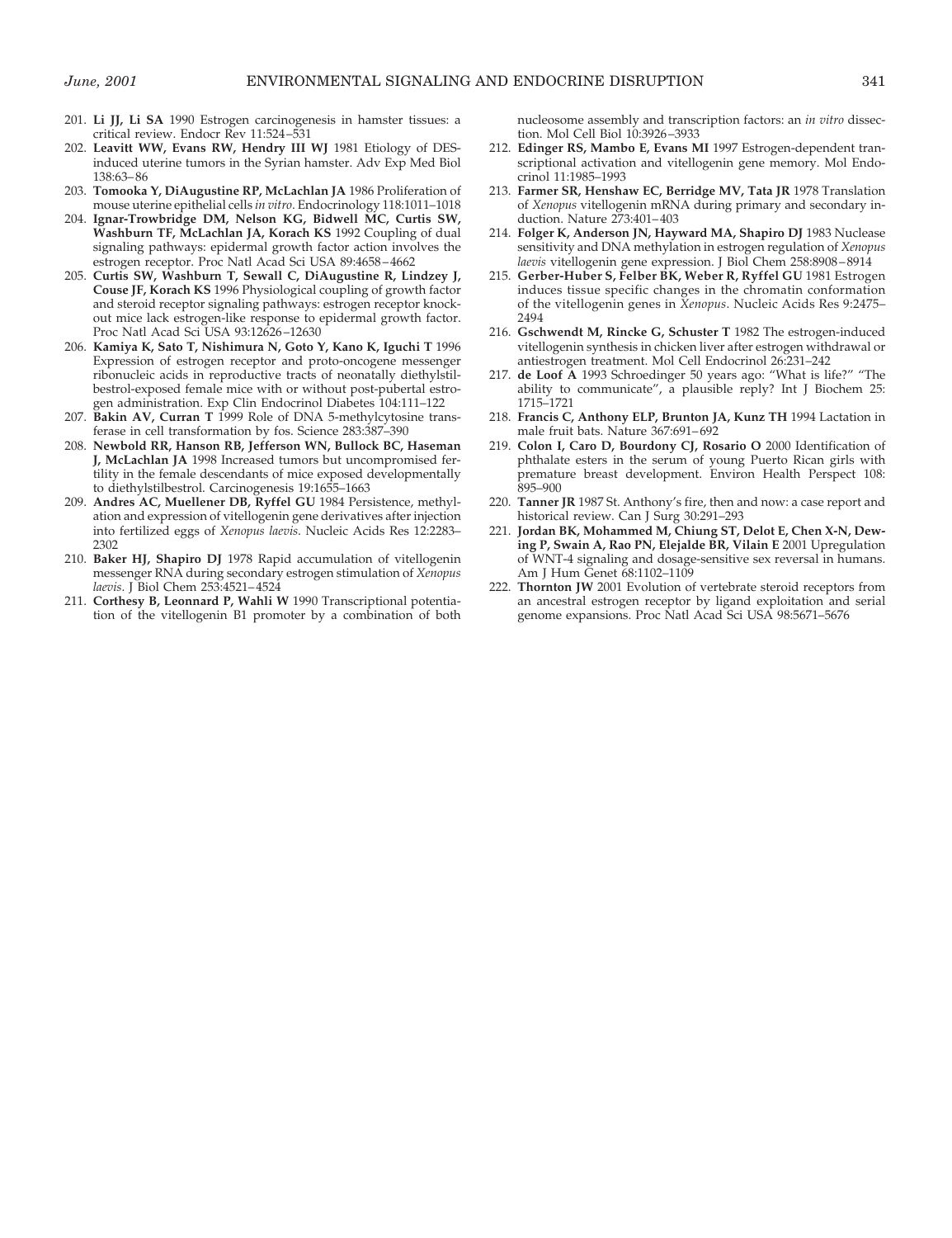201. **Li JJ, Li SA** 1990 Estrogen carcinogenesis in hamster tissues: a critical review. Endocr Rev 11:524–531
202. **Leavitt WW, Evans RW, Hendry III WJ** 1981 Etiology of DES-induced uterine tumors in the Syrian hamster. Adv Exp Med Biol 138:63–86
203. **Tomooka Y, DiAugustine RP, McLachlan JA** 1986 Proliferation of mouse uterine epithelial cells *in vitro*. Endocrinology 118:1011–1018
204. **Ignar-Trowbridge DM, Nelson KG, Bidwell MC, Curtis SW, Washburn TF, McLachlan JA, Korach KS** 1992 Coupling of dual signaling pathways: epidermal growth factor action involves the estrogen receptor. Proc Natl Acad Sci USA 89:4658–4662
205. **Curtis SW, Washburn T, Sewall C, DiAugustine R, Lindzey J, Couse JF, Korach KS** 1996 Physiological coupling of growth factor and steroid receptor signaling pathways: estrogen receptor knockout mice lack estrogen-like response to epidermal growth factor. Proc Natl Acad Sci USA 93:12626–12630
206. **Kamiya K, Sato T, Nishimura N, Goto Y, Kano K, Iguchi T** 1996 Expression of estrogen receptor and proto-oncogene messenger ribonucleic acids in reproductive tracts of neonatally diethylstilbestrol-exposed female mice with or without post-pubertal estrogen administration. Exp Clin Endocrinol Diabetes 104:111–122
207. **Bakin AV, Curran T** 1999 Role of DNA 5-methylcytosine transferase in cell transformation by fos. Science 283:387–390
208. **Newbold RR, Hanson RB, Jefferson WN, Bullock BC, Haseman J, McLachlan JA** 1998 Increased tumors but uncompromised fertility in the female descendants of mice exposed developmentally to diethylstilbestrol. Carcinogenesis 19:1655–1663
209. **Andres AC, Muellener DB, Ryffel GU** 1984 Persistence, methylation and expression of vitellogenin gene derivatives after injection into fertilized eggs of *Xenopus laevis*. Nucleic Acids Res 12:2283–2302
210. **Baker HJ, Shapiro DJ** 1978 Rapid accumulation of vitellogenin messenger RNA during secondary estrogen stimulation of *Xenopus laevis*. J Biol Chem 253:4521–4524
211. **Corthesy B, Leonnard P, Wahli W** 1990 Transcriptional potentiation of the vitellogenin B1 promoter by a combination of both nucleosome assembly and transcription factors: an *in vitro* dissection. Mol Cell Biol 10:3926–3933
212. **Edinger RS, Mambo E, Evans MI** 1997 Estrogen-dependent transcriptional activation and vitellogenin gene memory. Mol Endocrinol 11:1985–1993
213. **Farmer SR, Henshaw EC, Berridge MV, Tata JR** 1978 Translation of *Xenopus* vitellogenin mRNA during primary and secondary induction. Nature 273:401–403
214. **Folger K, Anderson JN, Hayward MA, Shapiro DJ** 1983 Nuclease sensitivity and DNA methylation in estrogen regulation of *Xenopus laevis* vitellogenin gene expression. J Biol Chem 258:8908–8914
215. **Gerber-Huber S, Felber BK, Weber R, Ryffel GU** 1981 Estrogen induces tissue specific changes in the chromatin conformation of the vitellogenin genes in *Xenopus*. Nucleic Acids Res 9:2475–2494
216. **Gschwendt M, Rincke G, Schuster T** 1982 The estrogen-induced vitellogenin synthesis in chicken liver after estrogen withdrawal or antiestrogen treatment. Mol Cell Endocrinol 26:231–242
217. **de Loof A** 1993 Schroedinger 50 years ago: "What is life?" "The ability to communicate", a plausible reply? Int J Biochem 25: 1715–1721
218. **Francis C, Anthony ELP, Brunton JA, Kunz TH** 1994 Lactation in male fruit bats. Nature 367:691–692
219. **Colon I, Caro D, Bourdony CJ, Rosario O** 2000 Identification of phthalate esters in the serum of young Puerto Rican girls with premature breast development. Environ Health Perspect 108: 895–900
220. **Tanner JR** 1987 St. Anthony's fire, then and now: a case report and historical review. Can J Surg 30:291–293
221. **Jordan BK, Mohammed M, Chiung ST, Delot E, Chen X-N, Dewing P, Swain A, Rao PN, Elejalde BR, Vilain E** 2001 Upregulation of WNT-4 signaling and dosage-sensitive sex reversal in humans. Am J Hum Genet 68:1102–1109
222. **Thornton JW** 2001 Evolution of vertebrate steroid receptors from an ancestral estrogen receptor by ligand exploitation and serial genome expansions. Proc Natl Acad Sci USA 98:5671–5676